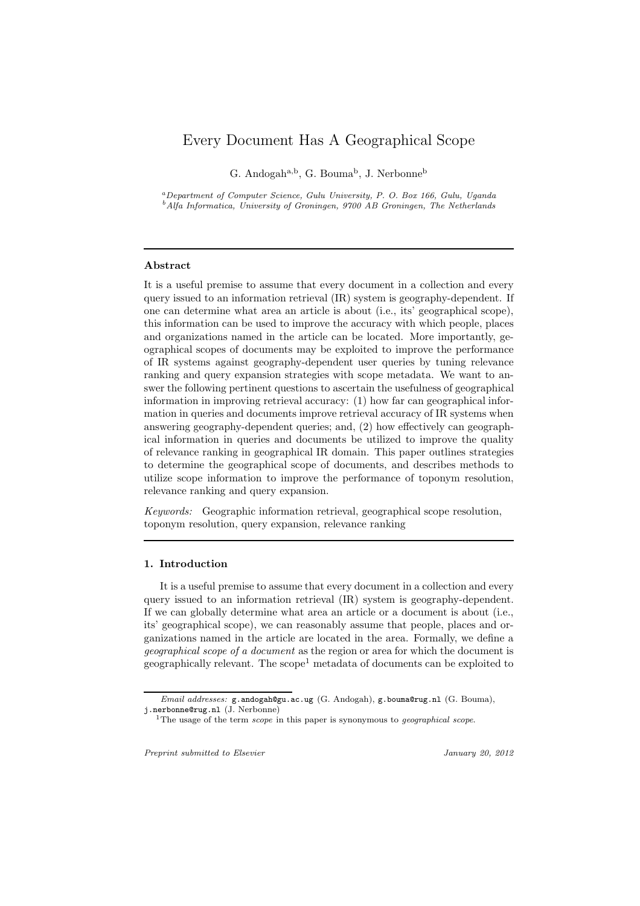# Every Document Has A Geographical Scope

G. Andogah[a,b], G. Bouma[b], J. Nerbonne[b]

[a] *Department of Computer Science, Gulu University, P. O. Box 166, Gulu, Uganda*
[b] *Alfa Informatica, University of Groningen, 9700 AB Groningen, The Netherlands*

---

**Abstract**

It is a useful premise to assume that every document in a collection and every query issued to an information retrieval (IR) system is geography-dependent. If one can determine what area an article is about (i.e., its' geographical scope), this information can be used to improve the accuracy with which people, places and organizations named in the article can be located. More importantly, geographical scopes of documents may be exploited to improve the performance of IR systems against geography-dependent user queries by tuning relevance ranking and query expansion strategies with scope metadata. We want to answer the following pertinent questions to ascertain the usefulness of geographical information in improving retrieval accuracy: (1) how far can geographical information in queries and documents improve retrieval accuracy of IR systems when answering geography-dependent queries; and, (2) how effectively can geographical information in queries and documents be utilized to improve the quality of relevance ranking in geographical IR domain. This paper outlines strategies to determine the geographical scope of documents, and describes methods to utilize scope information to improve the performance of toponym resolution, relevance ranking and query expansion.

*Keywords:* Geographic information retrieval, geographical scope resolution, toponym resolution, query expansion, relevance ranking

---

## 1. Introduction

It is a useful premise to assume that every document in a collection and every query issued to an information retrieval (IR) system is geography-dependent. If we can globally determine what area an article or a document is about (i.e., its' geographical scope), we can reasonably assume that people, places and organizations named in the article are located in the area. Formally, we define a *geographical scope of a document* as the region or area for which the document is geographically relevant. The scope[1] metadata of documents can be exploited to

*Email addresses:* g.andogah@gu.ac.ug (G. Andogah), g.bouma@rug.nl (G. Bouma), j.nerbonne@rug.nl (J. Nerbonne)

[1] The usage of the term *scope* in this paper is synonymous to *geographical scope*.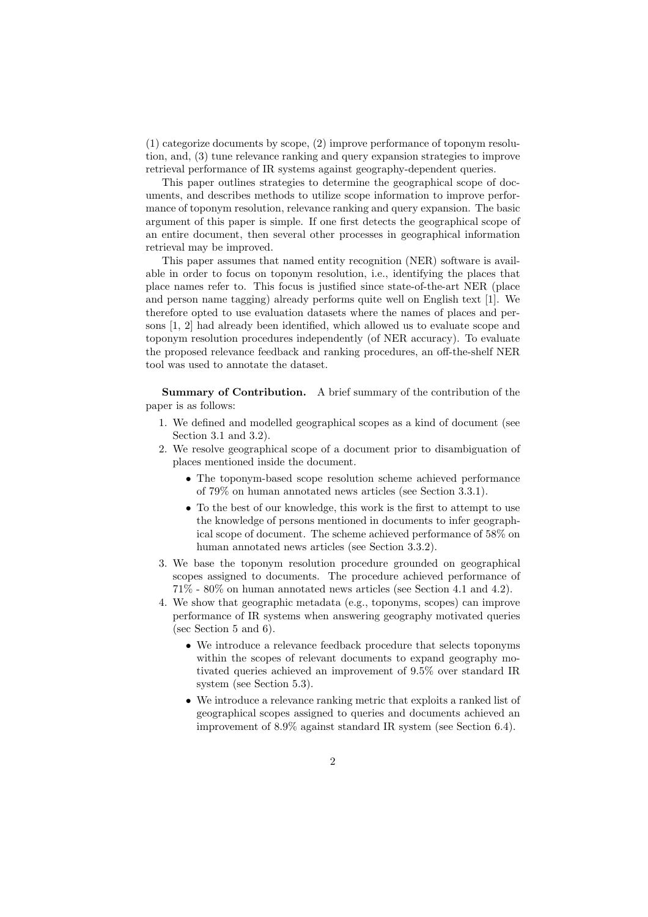(1) categorize documents by scope, (2) improve performance of toponym resolution, and, (3) tune relevance ranking and query expansion strategies to improve retrieval performance of IR systems against geography-dependent queries.

This paper outlines strategies to determine the geographical scope of documents, and describes methods to utilize scope information to improve performance of toponym resolution, relevance ranking and query expansion. The basic argument of this paper is simple. If one first detects the geographical scope of an entire document, then several other processes in geographical information retrieval may be improved.

This paper assumes that named entity recognition (NER) software is available in order to focus on toponym resolution, i.e., identifying the places that place names refer to. This focus is justified since state-of-the-art NER (place and person name tagging) already performs quite well on English text [1]. We therefore opted to use evaluation datasets where the names of places and persons [1, 2] had already been identified, which allowed us to evaluate scope and toponym resolution procedures independently (of NER accuracy). To evaluate the proposed relevance feedback and ranking procedures, an off-the-shelf NER tool was used to annotate the dataset.

**Summary of Contribution.** A brief summary of the contribution of the paper is as follows:

1. We defined and modelled geographical scopes as a kind of document (see Section 3.1 and 3.2).
2. We resolve geographical scope of a document prior to disambiguation of places mentioned inside the document.
   - The toponym-based scope resolution scheme achieved performance of 79% on human annotated news articles (see Section 3.3.1).
   - To the best of our knowledge, this work is the first to attempt to use the knowledge of persons mentioned in documents to infer geographical scope of document. The scheme achieved performance of 58% on human annotated news articles (see Section 3.3.2).
3. We base the toponym resolution procedure grounded on geographical scopes assigned to documents. The procedure achieved performance of 71% - 80% on human annotated news articles (see Section 4.1 and 4.2).
4. We show that geographic metadata (e.g., toponyms, scopes) can improve performance of IR systems when answering geography motivated queries (sec Section 5 and 6).
   - We introduce a relevance feedback procedure that selects toponyms within the scopes of relevant documents to expand geography motivated queries achieved an improvement of 9.5% over standard IR system (see Section 5.3).
   - We introduce a relevance ranking metric that exploits a ranked list of geographical scopes assigned to queries and documents achieved an improvement of 8.9% against standard IR system (see Section 6.4).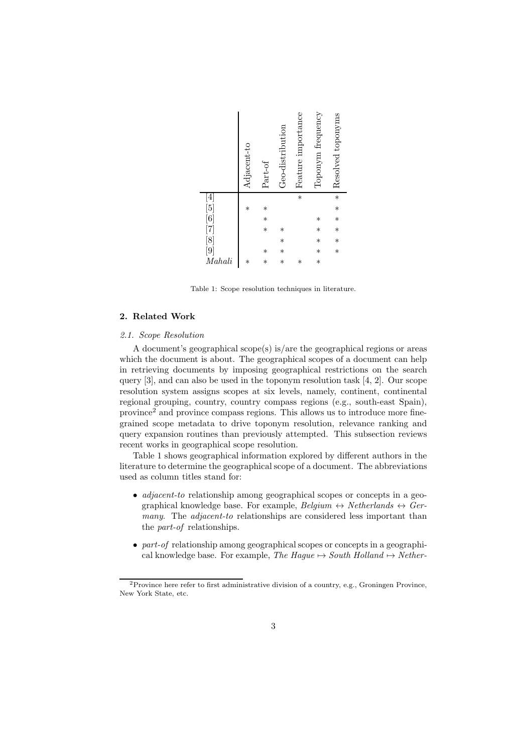| | Adjacent-to | Part-of | Geo-distribution | Feature importance | Toponym frequency | Resolved toponyms |
|---|---|---|---|---|---|---|
| [4] | | | | * | | * |
| [5] | * | * | | | | * |
| [6] | | * | | | * | * |
| [7] | | * | * | | * | * |
| [8] | | | * | | * | * |
| [9] | | * | * | | * | * |
| *Mahali* | * | * | * | * | * | |

Table 1: Scope resolution techniques in literature.

## 2. Related Work

### 2.1. Scope Resolution

A document's geographical scope(s) is/are the geographical regions or areas which the document is about. The geographical scopes of a document can help in retrieving documents by imposing geographical restrictions on the search query [3], and can also be used in the toponym resolution task [4, 2]. Our scope resolution system assigns scopes at six levels, namely, continent, continental regional grouping, country, country compass regions (e.g., south-east Spain), province[2] and province compass regions. This allows us to introduce more fine-grained scope metadata to drive toponym resolution, relevance ranking and query expansion routines than previously attempted. This subsection reviews recent works in geographical scope resolution.

Table 1 shows geographical information explored by different authors in the literature to determine the geographical scope of a document. The abbreviations used as column titles stand for:

- *adjacent-to* relationship among geographical scopes or concepts in a geographical knowledge base. For example, *Belgium* $\leftrightarrow$ *Netherlands* $\leftrightarrow$ *Germany*. The *adjacent-to* relationships are considered less important than the *part-of* relationships.
- *part-of* relationship among geographical scopes or concepts in a geographical knowledge base. For example, *The Hague* $\mapsto$ *South Holland* $\mapsto$ *Nether-*

[2] Province here refer to first administrative division of a country, e.g., Groningen Province, New York State, etc.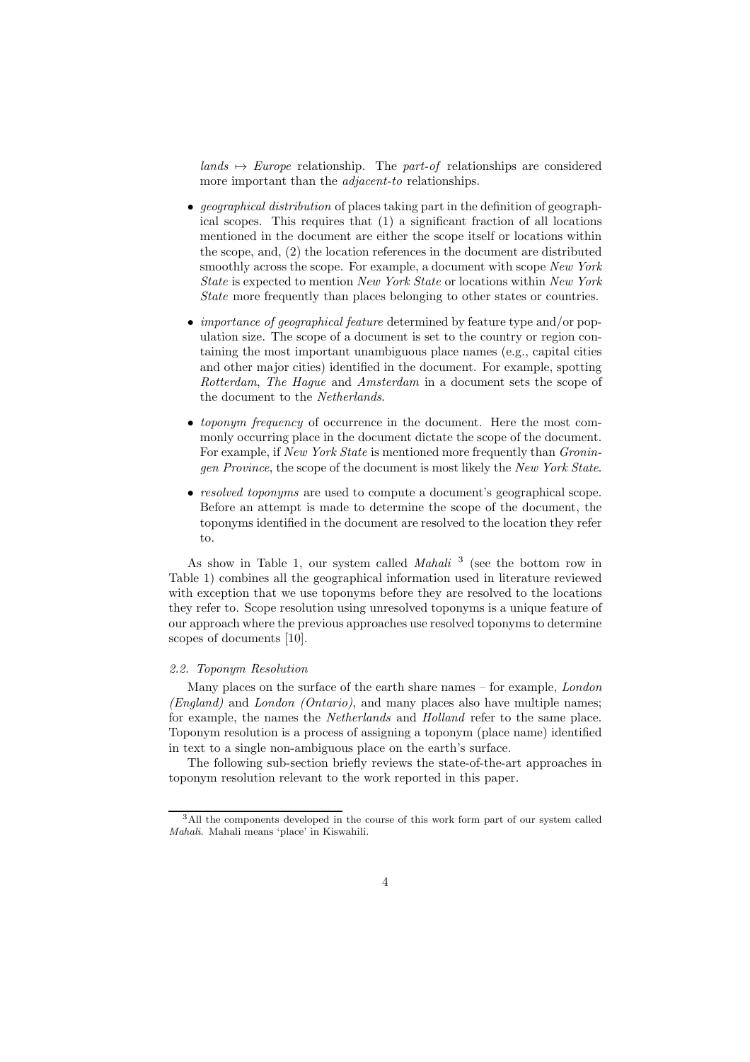*lands* $\mapsto$ *Europe* relationship. The *part-of* relationships are considered more important than the *adjacent-to* relationships.

- *geographical distribution* of places taking part in the definition of geographical scopes. This requires that (1) a significant fraction of all locations mentioned in the document are either the scope itself or locations within the scope, and, (2) the location references in the document are distributed smoothly across the scope. For example, a document with scope *New York State* is expected to mention *New York State* or locations within *New York State* more frequently than places belonging to other states or countries.

- *importance of geographical feature* determined by feature type and/or population size. The scope of a document is set to the country or region containing the most important unambiguous place names (e.g., capital cities and other major cities) identified in the document. For example, spotting *Rotterdam*, *The Hague* and *Amsterdam* in a document sets the scope of the document to the *Netherlands*.

- *toponym frequency* of occurrence in the document. Here the most commonly occurring place in the document dictate the scope of the document. For example, if *New York State* is mentioned more frequently than *Groningen Province*, the scope of the document is most likely the *New York State*.

- *resolved toponyms* are used to compute a document's geographical scope. Before an attempt is made to determine the scope of the document, the toponyms identified in the document are resolved to the location they refer to.

As show in Table 1, our system called *Mahali* [3] (see the bottom row in Table 1) combines all the geographical information used in literature reviewed with exception that we use toponyms before they are resolved to the locations they refer to. Scope resolution using unresolved toponyms is a unique feature of our approach where the previous approaches use resolved toponyms to determine scopes of documents [10].

*2.2. Toponym Resolution*

Many places on the surface of the earth share names – for example, *London (England)* and *London (Ontario)*, and many places also have multiple names; for example, the names the *Netherlands* and *Holland* refer to the same place. Toponym resolution is a process of assigning a toponym (place name) identified in text to a single non-ambiguous place on the earth's surface.

The following sub-section briefly reviews the state-of-the-art approaches in toponym resolution relevant to the work reported in this paper.

[3] All the components developed in the course of this work form part of our system called *Mahali*. Mahali means 'place' in Kiswahili.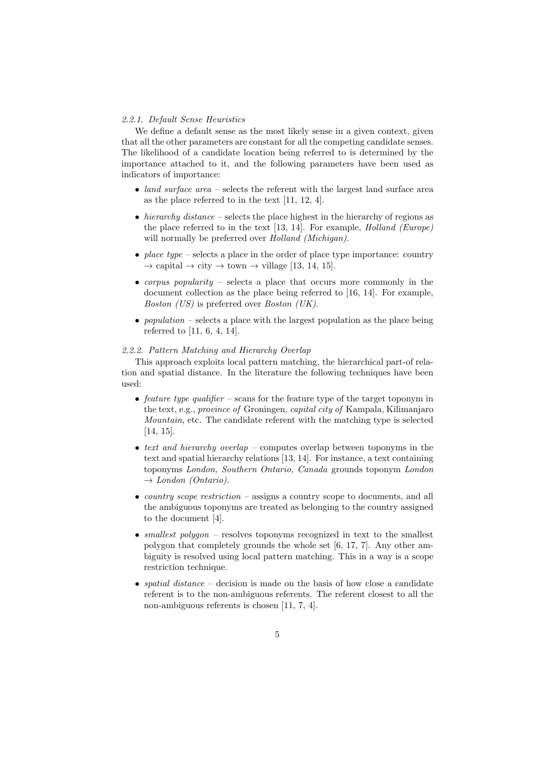#### 2.2.1. Default Sense Heuristics

We define a default sense as the most likely sense in a given context, given that all the other parameters are constant for all the competing candidate senses. The likelihood of a candidate location being referred to is determined by the importance attached to it, and the following parameters have been used as indicators of importance:

- *land surface area* – selects the referent with the largest land surface area as the place referred to in the text [11, 12, 4].
- *hierarchy distance* – selects the place highest in the hierarchy of regions as the place referred to in the text [13, 14]. For example, *Holland (Europe)* will normally be preferred over *Holland (Michigan)*.
- *place type* – selects a place in the order of place type importance: country → capital → city → town → village [13, 14, 15].
- *corpus popularity* – selects a place that occurs more commonly in the document collection as the place being referred to [16, 14]. For example, *Boston (US)* is preferred over *Boston (UK)*.
- *population* – selects a place with the largest population as the place being referred to [11, 6, 4, 14].

#### 2.2.2. Pattern Matching and Hierarchy Overlap

This approach exploits local pattern matching, the hierarchical part-of relation and spatial distance. In the literature the following techniques have been used:

- *feature type qualifier* – scans for the feature type of the target toponym in the text, e.g., *province of* Groningen, *capital city of* Kampala, Kilimanjaro *Mountain*, etc. The candidate referent with the matching type is selected [14, 15].
- *text and hierarchy overlap* – computes overlap between toponyms in the text and spatial hierarchy relations [13, 14]. For instance, a text containing toponyms *London, Southern Ontario, Canada* grounds toponym *London* → *London (Ontario)*.
- *country scope restriction* – assigns a country scope to documents, and all the ambiguous toponyms are treated as belonging to the country assigned to the document [4].
- *smallest polygon* – resolves toponyms recognized in text to the smallest polygon that completely grounds the whole set [6, 17, 7]. Any other ambiguity is resolved using local pattern matching. This in a way is a scope restriction technique.
- *spatial distance* – decision is made on the basis of how close a candidate referent is to the non-ambiguous referents. The referent closest to all the non-ambiguous referents is chosen [11, 7, 4].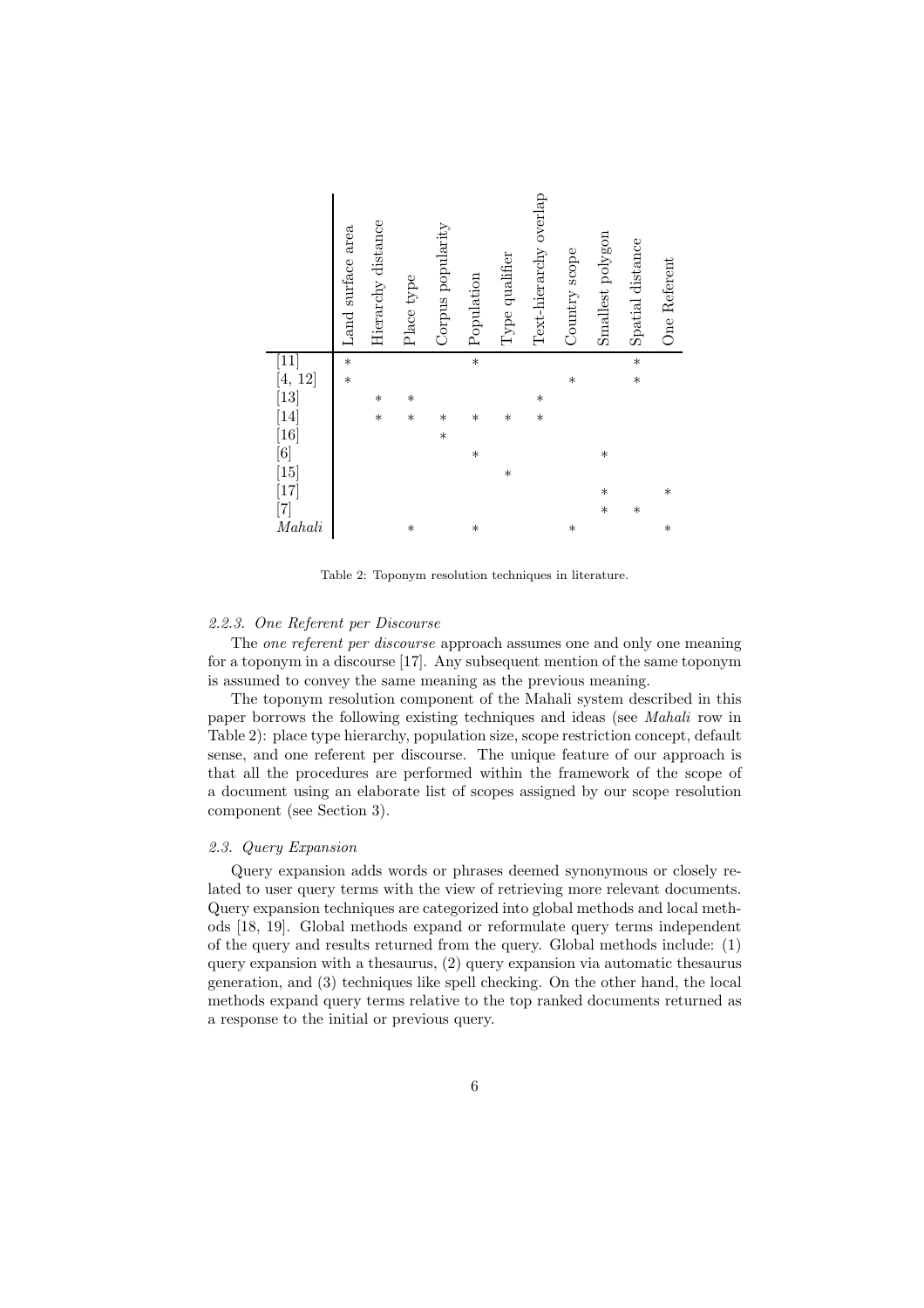| | Land surface area | Hierarchy distance | Place type | Corpus popularity | Population | Type qualifier | Text-hierarchy overlap | Country scope | Smallest polygon | Spatial distance | One Referent |
|---|---|---|---|---|---|---|---|---|---|---|---|
| [11] | * | | | | * | | | | | * | |
| [4, 12] | * | | | | | | | * | | * | |
| [13] | | * | * | | | | * | | | | |
| [14] | | * | * | * | * | * | * | | | | |
| [16] | | | | * | | | | | | | |
| [6] | | | | | * | | | | * | | |
| [15] | | | | | | * | | | | | |
| [17] | | | | | | | | | * | | * |
| [7] | | | | | | | | | * | * | |
| *Mahali* | | | * | | * | | | * | | | * |

Table 2: Toponym resolution techniques in literature.

#### *2.2.3. One Referent per Discourse*

The *one referent per discourse* approach assumes one and only one meaning for a toponym in a discourse [17]. Any subsequent mention of the same toponym is assumed to convey the same meaning as the previous meaning.

The toponym resolution component of the Mahali system described in this paper borrows the following existing techniques and ideas (see *Mahali* row in Table 2): place type hierarchy, population size, scope restriction concept, default sense, and one referent per discourse. The unique feature of our approach is that all the procedures are performed within the framework of the scope of a document using an elaborate list of scopes assigned by our scope resolution component (see Section 3).

### *2.3. Query Expansion*

Query expansion adds words or phrases deemed synonymous or closely related to user query terms with the view of retrieving more relevant documents. Query expansion techniques are categorized into global methods and local methods [18, 19]. Global methods expand or reformulate query terms independent of the query and results returned from the query. Global methods include: (1) query expansion with a thesaurus, (2) query expansion via automatic thesaurus generation, and (3) techniques like spell checking. On the other hand, the local methods expand query terms relative to the top ranked documents returned as a response to the initial or previous query.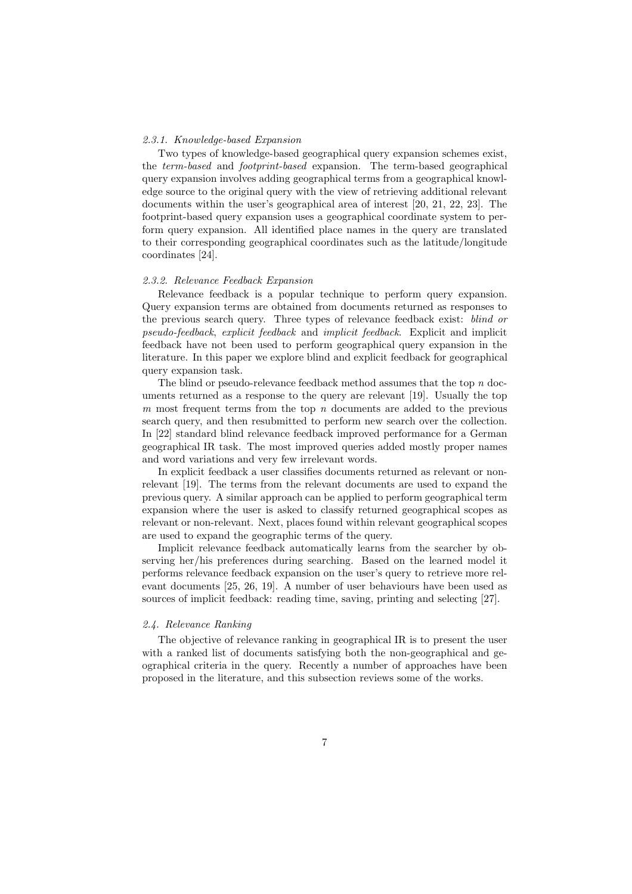#### 2.3.1. Knowledge-based Expansion

Two types of knowledge-based geographical query expansion schemes exist, the *term-based* and *footprint-based* expansion. The term-based geographical query expansion involves adding geographical terms from a geographical knowledge source to the original query with the view of retrieving additional relevant documents within the user's geographical area of interest [20, 21, 22, 23]. The footprint-based query expansion uses a geographical coordinate system to perform query expansion. All identified place names in the query are translated to their corresponding geographical coordinates such as the latitude/longitude coordinates [24].

#### 2.3.2. Relevance Feedback Expansion

Relevance feedback is a popular technique to perform query expansion. Query expansion terms are obtained from documents returned as responses to the previous search query. Three types of relevance feedback exist: *blind or pseudo-feedback*, *explicit feedback* and *implicit feedback*. Explicit and implicit feedback have not been used to perform geographical query expansion in the literature. In this paper we explore blind and explicit feedback for geographical query expansion task.

The blind or pseudo-relevance feedback method assumes that the top $n$ documents returned as a response to the query are relevant [19]. Usually the top $m$ most frequent terms from the top $n$ documents are added to the previous search query, and then resubmitted to perform new search over the collection. In [22] standard blind relevance feedback improved performance for a German geographical IR task. The most improved queries added mostly proper names and word variations and very few irrelevant words.

In explicit feedback a user classifies documents returned as relevant or non-relevant [19]. The terms from the relevant documents are used to expand the previous query. A similar approach can be applied to perform geographical term expansion where the user is asked to classify returned geographical scopes as relevant or non-relevant. Next, places found within relevant geographical scopes are used to expand the geographic terms of the query.

Implicit relevance feedback automatically learns from the searcher by observing her/his preferences during searching. Based on the learned model it performs relevance feedback expansion on the user's query to retrieve more relevant documents [25, 26, 19]. A number of user behaviours have been used as sources of implicit feedback: reading time, saving, printing and selecting [27].

### 2.4. Relevance Ranking

The objective of relevance ranking in geographical IR is to present the user with a ranked list of documents satisfying both the non-geographical and geographical criteria in the query. Recently a number of approaches have been proposed in the literature, and this subsection reviews some of the works.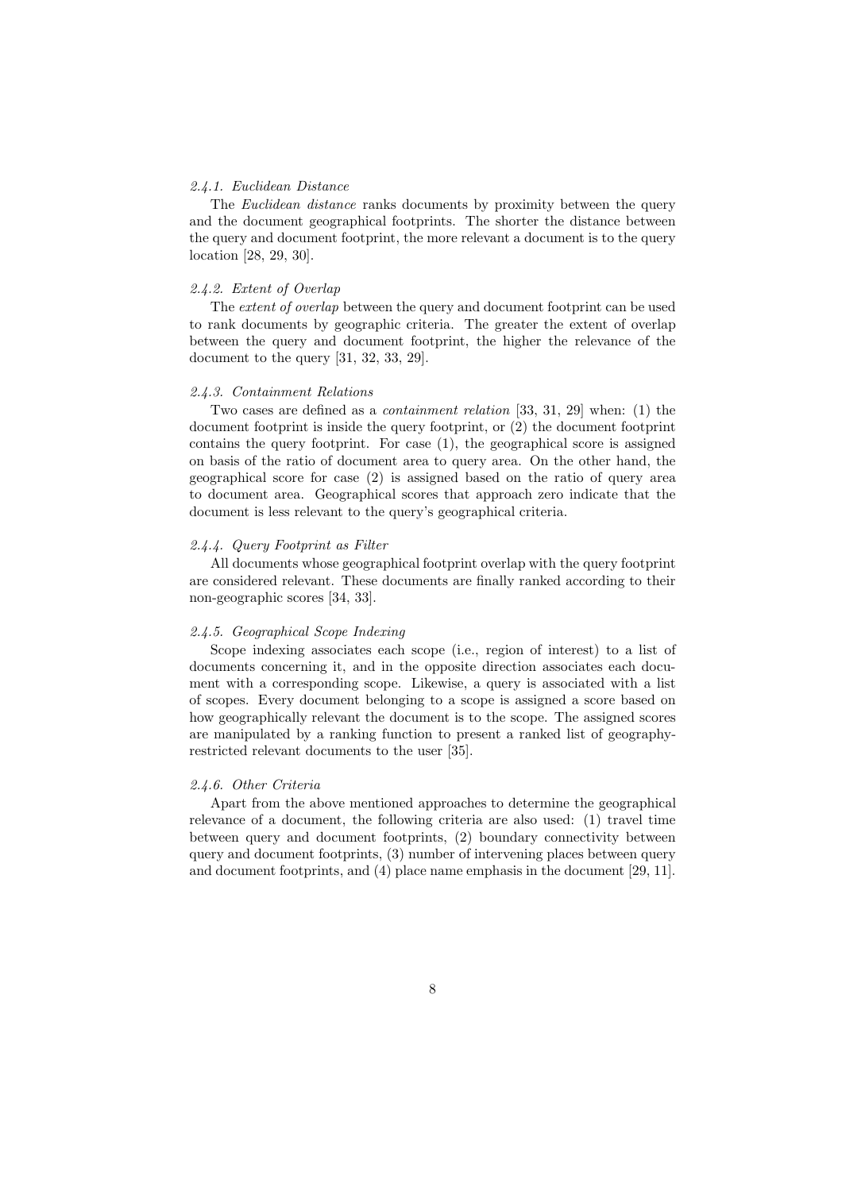#### *2.4.1. Euclidean Distance*

The *Euclidean distance* ranks documents by proximity between the query and the document geographical footprints. The shorter the distance between the query and document footprint, the more relevant a document is to the query location [28, 29, 30].

#### *2.4.2. Extent of Overlap*

The *extent of overlap* between the query and document footprint can be used to rank documents by geographic criteria. The greater the extent of overlap between the query and document footprint, the higher the relevance of the document to the query [31, 32, 33, 29].

#### *2.4.3. Containment Relations*

Two cases are defined as a *containment relation* [33, 31, 29] when: (1) the document footprint is inside the query footprint, or (2) the document footprint contains the query footprint. For case (1), the geographical score is assigned on basis of the ratio of document area to query area. On the other hand, the geographical score for case (2) is assigned based on the ratio of query area to document area. Geographical scores that approach zero indicate that the document is less relevant to the query's geographical criteria.

#### *2.4.4. Query Footprint as Filter*

All documents whose geographical footprint overlap with the query footprint are considered relevant. These documents are finally ranked according to their non-geographic scores [34, 33].

#### *2.4.5. Geographical Scope Indexing*

Scope indexing associates each scope (i.e., region of interest) to a list of documents concerning it, and in the opposite direction associates each document with a corresponding scope. Likewise, a query is associated with a list of scopes. Every document belonging to a scope is assigned a score based on how geographically relevant the document is to the scope. The assigned scores are manipulated by a ranking function to present a ranked list of geography-restricted relevant documents to the user [35].

#### *2.4.6. Other Criteria*

Apart from the above mentioned approaches to determine the geographical relevance of a document, the following criteria are also used: (1) travel time between query and document footprints, (2) boundary connectivity between query and document footprints, (3) number of intervening places between query and document footprints, and (4) place name emphasis in the document [29, 11].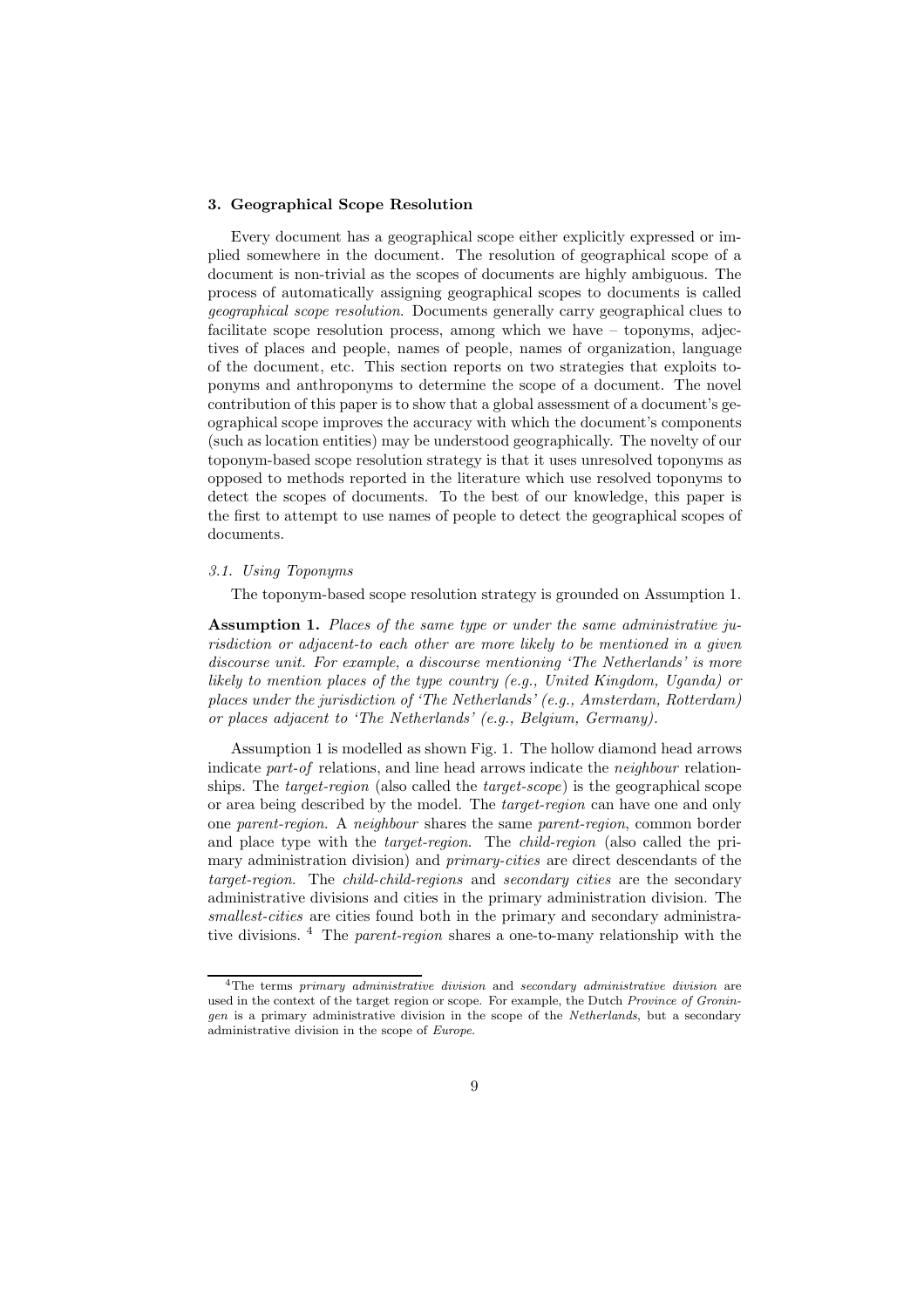## 3. Geographical Scope Resolution

Every document has a geographical scope either explicitly expressed or implied somewhere in the document. The resolution of geographical scope of a document is non-trivial as the scopes of documents are highly ambiguous. The process of automatically assigning geographical scopes to documents is called *geographical scope resolution*. Documents generally carry geographical clues to facilitate scope resolution process, among which we have – toponyms, adjectives of places and people, names of people, names of organization, language of the document, etc. This section reports on two strategies that exploits toponyms and anthroponyms to determine the scope of a document. The novel contribution of this paper is to show that a global assessment of a document's geographical scope improves the accuracy with which the document's components (such as location entities) may be understood geographically. The novelty of our toponym-based scope resolution strategy is that it uses unresolved toponyms as opposed to methods reported in the literature which use resolved toponyms to detect the scopes of documents. To the best of our knowledge, this paper is the first to attempt to use names of people to detect the geographical scopes of documents.

### *3.1. Using Toponyms*

The toponym-based scope resolution strategy is grounded on Assumption 1.

**Assumption 1.** *Places of the same type or under the same administrative jurisdiction or adjacent-to each other are more likely to be mentioned in a given discourse unit. For example, a discourse mentioning 'The Netherlands' is more likely to mention places of the type country (e.g., United Kingdom, Uganda) or places under the jurisdiction of 'The Netherlands' (e.g., Amsterdam, Rotterdam) or places adjacent to 'The Netherlands' (e.g., Belgium, Germany).*

Assumption 1 is modelled as shown Fig. 1. The hollow diamond head arrows indicate *part-of* relations, and line head arrows indicate the *neighbour* relationships. The *target-region* (also called the *target-scope*) is the geographical scope or area being described by the model. The *target-region* can have one and only one *parent-region*. A *neighbour* shares the same *parent-region*, common border and place type with the *target-region*. The *child-region* (also called the primary administration division) and *primary-cities* are direct descendants of the *target-region*. The *child-child-regions* and *secondary cities* are the secondary administrative divisions and cities in the primary administration division. The *smallest-cities* are cities found both in the primary and secondary administrative divisions. [4] The *parent-region* shares a one-to-many relationship with the

[4] The terms *primary administrative division* and *secondary administrative division* are used in the context of the target region or scope. For example, the Dutch *Province of Groningen* is a primary administrative division in the scope of the *Netherlands*, but a secondary administrative division in the scope of *Europe*.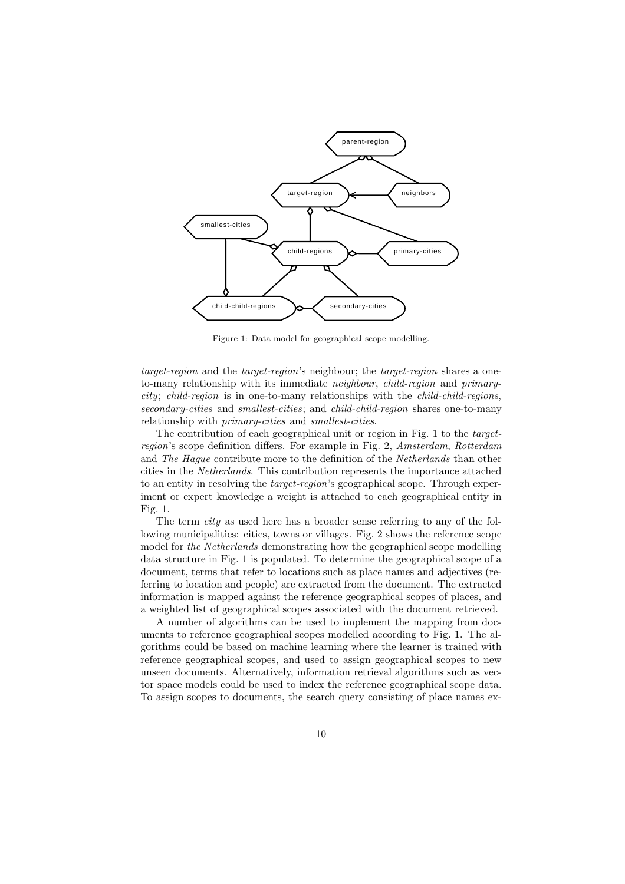Figure 1: Data model for geographical scope modelling.

*target-region* and the *target-region*'s neighbour; the *target-region* shares a one-to-many relationship with its immediate *neighbour*, *child-region* and *primary-city*; *child-region* is in one-to-many relationships with the *child-child-regions*, *secondary-cities* and *smallest-cities*; and *child-child-region* shares one-to-many relationship with *primary-cities* and *smallest-cities*.

The contribution of each geographical unit or region in Fig. 1 to the *target-region*'s scope definition differs. For example in Fig. 2, *Amsterdam*, *Rotterdam* and *The Hague* contribute more to the definition of the *Netherlands* than other cities in the *Netherlands*. This contribution represents the importance attached to an entity in resolving the *target-region*'s geographical scope. Through experiment or expert knowledge a weight is attached to each geographical entity in Fig. 1.

The term *city* as used here has a broader sense referring to any of the following municipalities: cities, towns or villages. Fig. 2 shows the reference scope model for *the Netherlands* demonstrating how the geographical scope modelling data structure in Fig. 1 is populated. To determine the geographical scope of a document, terms that refer to locations such as place names and adjectives (referring to location and people) are extracted from the document. The extracted information is mapped against the reference geographical scopes of places, and a weighted list of geographical scopes associated with the document retrieved.

A number of algorithms can be used to implement the mapping from documents to reference geographical scopes modelled according to Fig. 1. The algorithms could be based on machine learning where the learner is trained with reference geographical scopes, and used to assign geographical scopes to new unseen documents. Alternatively, information retrieval algorithms such as vector space models could be used to index the reference geographical scope data. To assign scopes to documents, the search query consisting of place names ex-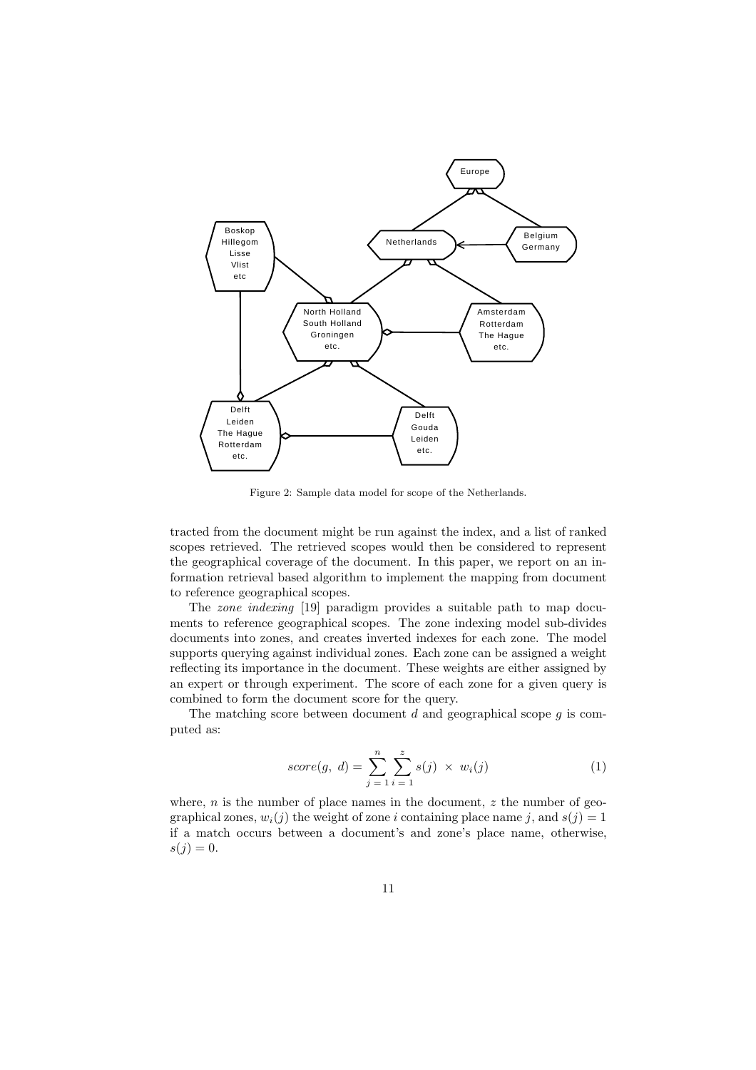Figure 2: Sample data model for scope of the Netherlands.

tracted from the document might be run against the index, and a list of ranked scopes retrieved. The retrieved scopes would then be considered to represent the geographical coverage of the document. In this paper, we report on an information retrieval based algorithm to implement the mapping from document to reference geographical scopes.

The *zone indexing* [19] paradigm provides a suitable path to map documents to reference geographical scopes. The zone indexing model sub-divides documents into zones, and creates inverted indexes for each zone. The model supports querying against individual zones. Each zone can be assigned a weight reflecting its importance in the document. These weights are either assigned by an expert or through experiment. The score of each zone for a given query is combined to form the document score for the query.

The matching score between document $d$ and geographical scope $g$ is computed as:

$$score(g,\ d) = \sum_{j\,=\,1}^{n} \sum_{i\,=\,1}^{z} s(j)\ \times\ w_i(j) \tag{1}$$

where, $n$ is the number of place names in the document, $z$ the number of geographical zones, $w_i(j)$ the weight of zone $i$ containing place name $j$, and $s(j) = 1$ if a match occurs between a document's and zone's place name, otherwise, $s(j) = 0$.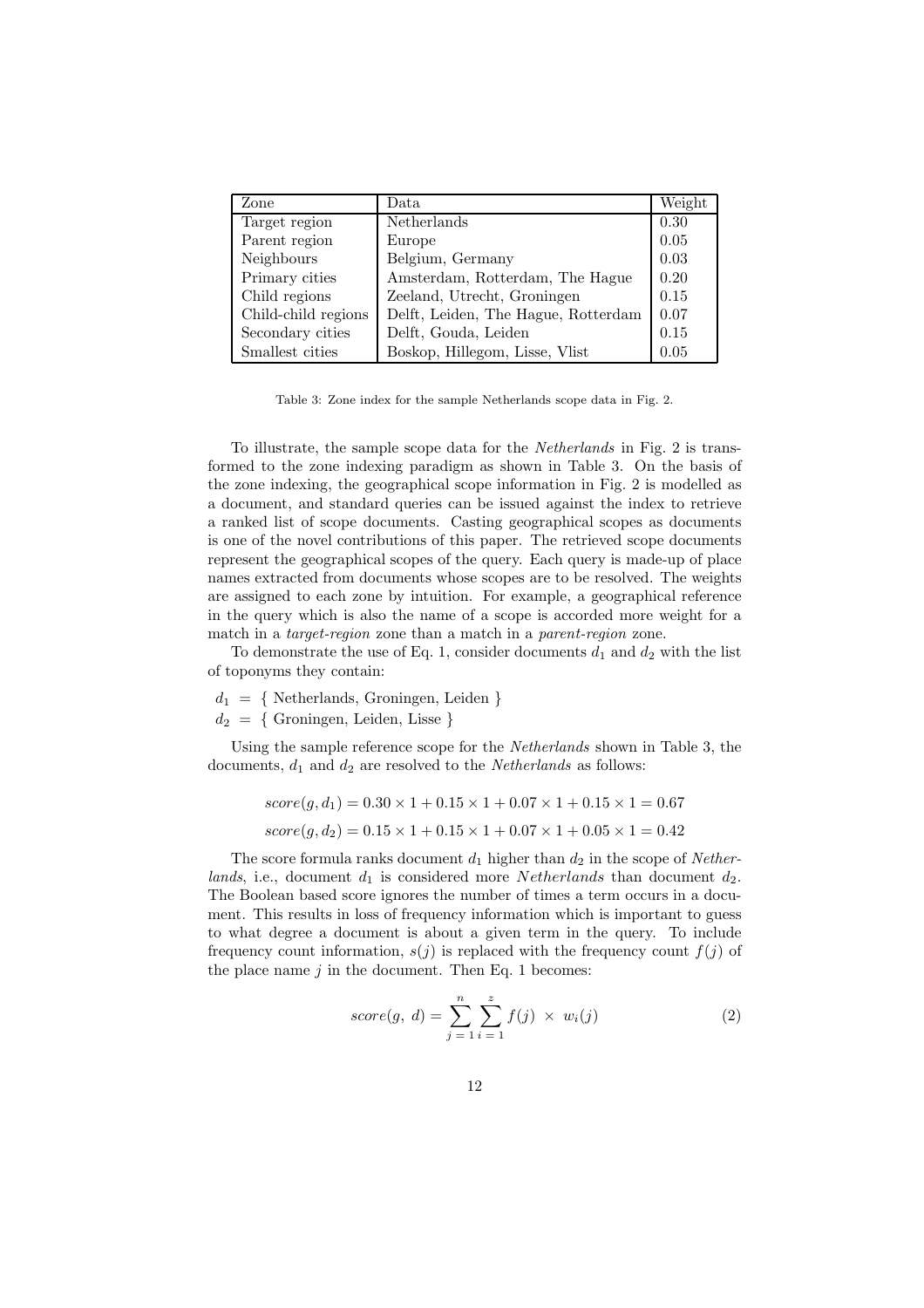| Zone | Data | Weight |
|---|---|---|
| Target region | Netherlands | 0.30 |
| Parent region | Europe | 0.05 |
| Neighbours | Belgium, Germany | 0.03 |
| Primary cities | Amsterdam, Rotterdam, The Hague | 0.20 |
| Child regions | Zeeland, Utrecht, Groningen | 0.15 |
| Child-child regions | Delft, Leiden, The Hague, Rotterdam | 0.07 |
| Secondary cities | Delft, Gouda, Leiden | 0.15 |
| Smallest cities | Boskop, Hillegom, Lisse, Vlist | 0.05 |

Table 3: Zone index for the sample Netherlands scope data in Fig. 2.

To illustrate, the sample scope data for the *Netherlands* in Fig. 2 is transformed to the zone indexing paradigm as shown in Table 3. On the basis of the zone indexing, the geographical scope information in Fig. 2 is modelled as a document, and standard queries can be issued against the index to retrieve a ranked list of scope documents. Casting geographical scopes as documents is one of the novel contributions of this paper. The retrieved scope documents represent the geographical scopes of the query. Each query is made-up of place names extracted from documents whose scopes are to be resolved. The weights are assigned to each zone by intuition. For example, a geographical reference in the query which is also the name of a scope is accorded more weight for a match in a *target-region* zone than a match in a *parent-region* zone.

To demonstrate the use of Eq. 1, consider documents $d_1$ and $d_2$ with the list of toponyms they contain:

$d_1$ = { Netherlands, Groningen, Leiden }
$d_2$ = { Groningen, Leiden, Lisse }

Using the sample reference scope for the *Netherlands* shown in Table 3, the documents, $d_1$ and $d_2$ are resolved to the *Netherlands* as follows:

$$score(g, d_1) = 0.30 \times 1 + 0.15 \times 1 + 0.07 \times 1 + 0.15 \times 1 = 0.67$$

$$score(g, d_2) = 0.15 \times 1 + 0.15 \times 1 + 0.07 \times 1 + 0.05 \times 1 = 0.42$$

The score formula ranks document $d_1$ higher than $d_2$ in the scope of *Netherlands*, i.e., document $d_1$ is considered more *Netherlands* than document $d_2$. The Boolean based score ignores the number of times a term occurs in a document. This results in loss of frequency information which is important to guess to what degree a document is about a given term in the query. To include frequency count information, $s(j)$ is replaced with the frequency count $f(j)$ of the place name $j$ in the document. Then Eq. 1 becomes:

$$score(g,\ d) = \sum_{j\,=\,1}^{n} \sum_{i\,=\,1}^{z} f(j)\ \times\ w_i(j) \qquad (2)$$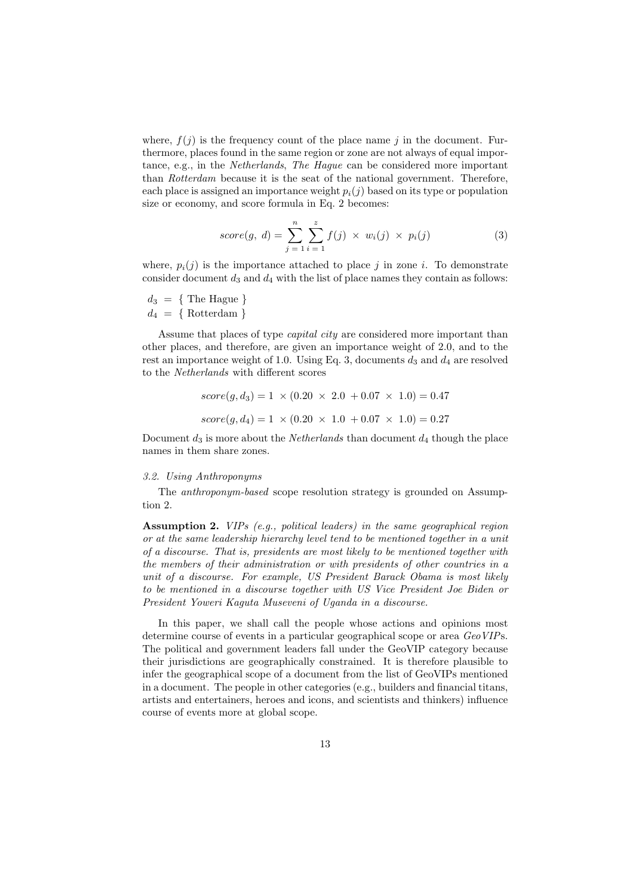where, $f(j)$ is the frequency count of the place name $j$ in the document. Furthermore, places found in the same region or zone are not always of equal importance, e.g., in the *Netherlands*, *The Hague* can be considered more important than *Rotterdam* because it is the seat of the national government. Therefore, each place is assigned an importance weight $p_i(j)$ based on its type or population size or economy, and score formula in Eq. 2 becomes:

$$score(g,\ d) = \sum_{j\ =\ 1}^{n} \sum_{i\ =\ 1}^{z} f(j)\ \times\ w_i(j)\ \times\ p_i(j) \tag{3}$$

where, $p_i(j)$ is the importance attached to place $j$ in zone $i$. To demonstrate consider document $d_3$ and $d_4$ with the list of place names they contain as follows:

$d_3\ =\ \{$ The Hague $\}$
$d_4\ =\ \{$ Rotterdam $\}$

Assume that places of type *capital city* are considered more important than other places, and therefore, are given an importance weight of 2.0, and to the rest an importance weight of 1.0. Using Eq. 3, documents $d_3$ and $d_4$ are resolved to the *Netherlands* with different scores

$$score(g, d_3) = 1\ \times (0.20\ \times\ 2.0\ + 0.07\ \times\ 1.0) = 0.47$$

$$score(g, d_4) = 1\ \times (0.20\ \times\ 1.0\ + 0.07\ \times\ 1.0) = 0.27$$

Document $d_3$ is more about the *Netherlands* than document $d_4$ though the place names in them share zones.

### *3.2. Using Anthroponyms*

The *anthroponym-based* scope resolution strategy is grounded on Assumption 2.

**Assumption 2.** *VIPs (e.g., political leaders) in the same geographical region or at the same leadership hierarchy level tend to be mentioned together in a unit of a discourse. That is, presidents are most likely to be mentioned together with the members of their administration or with presidents of other countries in a unit of a discourse. For example, US President Barack Obama is most likely to be mentioned in a discourse together with US Vice President Joe Biden or President Yoweri Kaguta Museveni of Uganda in a discourse.*

In this paper, we shall call the people whose actions and opinions most determine course of events in a particular geographical scope or area *GeoVIP*s. The political and government leaders fall under the GeoVIP category because their jurisdictions are geographically constrained. It is therefore plausible to infer the geographical scope of a document from the list of GeoVIPs mentioned in a document. The people in other categories (e.g., builders and financial titans, artists and entertainers, heroes and icons, and scientists and thinkers) influence course of events more at global scope.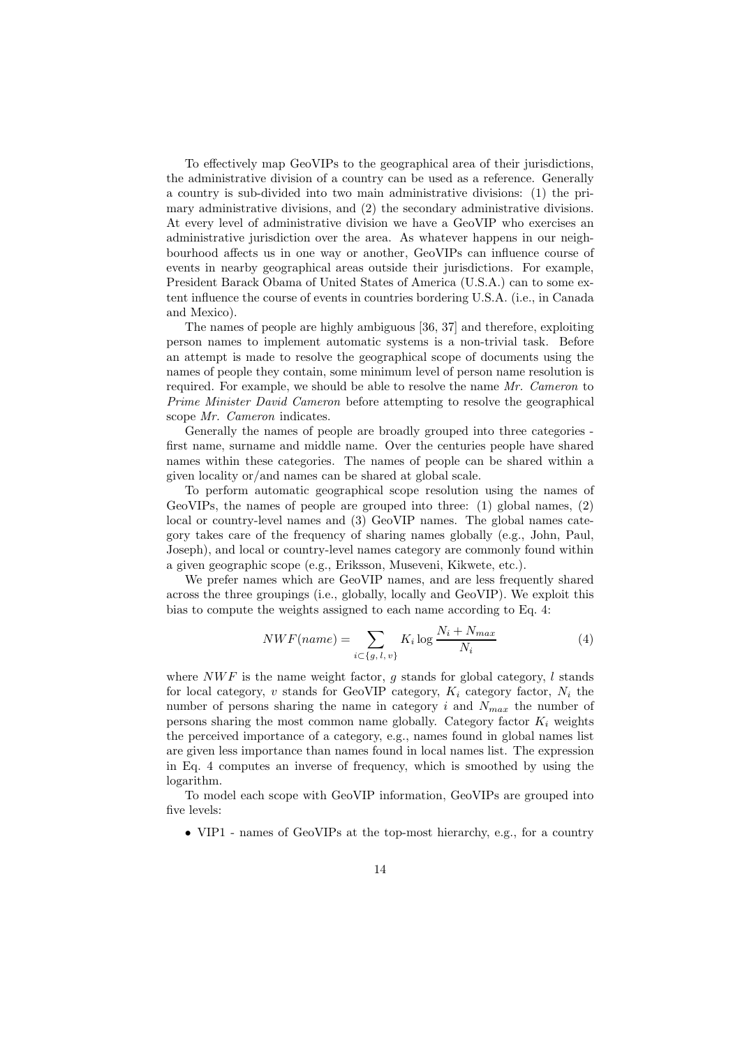To effectively map GeoVIPs to the geographical area of their jurisdictions, the administrative division of a country can be used as a reference. Generally a country is sub-divided into two main administrative divisions: (1) the primary administrative divisions, and (2) the secondary administrative divisions. At every level of administrative division we have a GeoVIP who exercises an administrative jurisdiction over the area. As whatever happens in our neighbourhood affects us in one way or another, GeoVIPs can influence course of events in nearby geographical areas outside their jurisdictions. For example, President Barack Obama of United States of America (U.S.A.) can to some extent influence the course of events in countries bordering U.S.A. (i.e., in Canada and Mexico).

The names of people are highly ambiguous [36, 37] and therefore, exploiting person names to implement automatic systems is a non-trivial task. Before an attempt is made to resolve the geographical scope of documents using the names of people they contain, some minimum level of person name resolution is required. For example, we should be able to resolve the name *Mr. Cameron* to *Prime Minister David Cameron* before attempting to resolve the geographical scope *Mr. Cameron* indicates.

Generally the names of people are broadly grouped into three categories - first name, surname and middle name. Over the centuries people have shared names within these categories. The names of people can be shared within a given locality or/and names can be shared at global scale.

To perform automatic geographical scope resolution using the names of GeoVIPs, the names of people are grouped into three: (1) global names, (2) local or country-level names and (3) GeoVIP names. The global names category takes care of the frequency of sharing names globally (e.g., John, Paul, Joseph), and local or country-level names category are commonly found within a given geographic scope (e.g., Eriksson, Museveni, Kikwete, etc.).

We prefer names which are GeoVIP names, and are less frequently shared across the three groupings (i.e., globally, locally and GeoVIP). We exploit this bias to compute the weights assigned to each name according to Eq. 4:

$$NWF(name) = \sum_{i \subset \{g,\, l,\, v\}} K_i \log \frac{N_i + N_{max}}{N_i} \tag{4}$$

where $NWF$ is the name weight factor, $g$ stands for global category, $l$ stands for local category, $v$ stands for GeoVIP category, $K_i$ category factor, $N_i$ the number of persons sharing the name in category $i$ and $N_{max}$ the number of persons sharing the most common name globally. Category factor $K_i$ weights the perceived importance of a category, e.g., names found in global names list are given less importance than names found in local names list. The expression in Eq. 4 computes an inverse of frequency, which is smoothed by using the logarithm.

To model each scope with GeoVIP information, GeoVIPs are grouped into five levels:

- VIP1 - names of GeoVIPs at the top-most hierarchy, e.g., for a country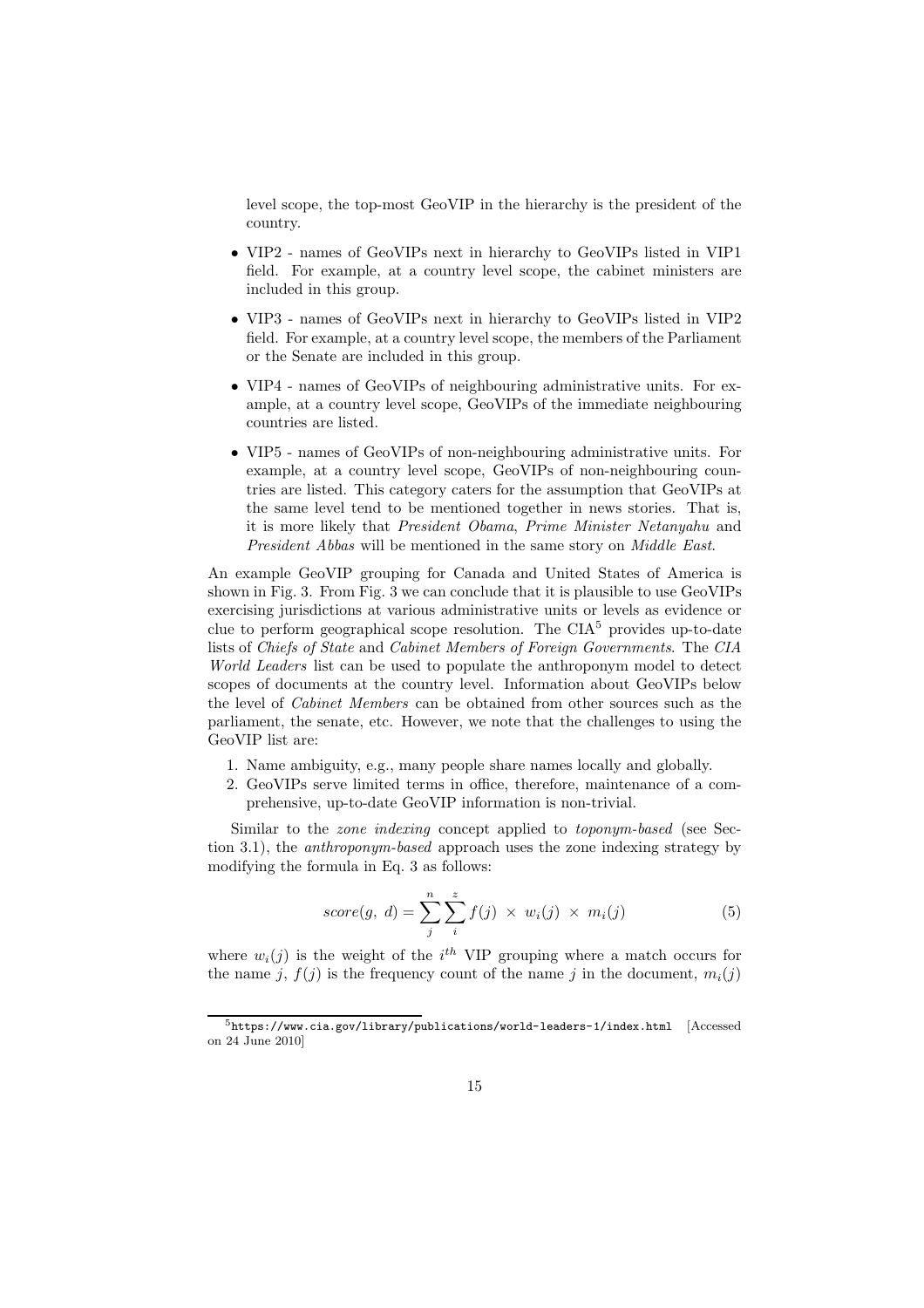level scope, the top-most GeoVIP in the hierarchy is the president of the country.

- VIP2 - names of GeoVIPs next in hierarchy to GeoVIPs listed in VIP1 field. For example, at a country level scope, the cabinet ministers are included in this group.
- VIP3 - names of GeoVIPs next in hierarchy to GeoVIPs listed in VIP2 field. For example, at a country level scope, the members of the Parliament or the Senate are included in this group.
- VIP4 - names of GeoVIPs of neighbouring administrative units. For example, at a country level scope, GeoVIPs of the immediate neighbouring countries are listed.
- VIP5 - names of GeoVIPs of non-neighbouring administrative units. For example, at a country level scope, GeoVIPs of non-neighbouring countries are listed. This category caters for the assumption that GeoVIPs at the same level tend to be mentioned together in news stories. That is, it is more likely that *President Obama*, *Prime Minister Netanyahu* and *President Abbas* will be mentioned in the same story on *Middle East*.

An example GeoVIP grouping for Canada and United States of America is shown in Fig. 3. From Fig. 3 we can conclude that it is plausible to use GeoVIPs exercising jurisdictions at various administrative units or levels as evidence or clue to perform geographical scope resolution. The CIA[5] provides up-to-date lists of *Chiefs of State* and *Cabinet Members of Foreign Governments*. The *CIA World Leaders* list can be used to populate the anthroponym model to detect scopes of documents at the country level. Information about GeoVIPs below the level of *Cabinet Members* can be obtained from other sources such as the parliament, the senate, etc. However, we note that the challenges to using the GeoVIP list are:

1. Name ambiguity, e.g., many people share names locally and globally.
2. GeoVIPs serve limited terms in office, therefore, maintenance of a comprehensive, up-to-date GeoVIP information is non-trivial.

Similar to the *zone indexing* concept applied to *toponym-based* (see Section 3.1), the *anthroponym-based* approach uses the zone indexing strategy by modifying the formula in Eq. 3 as follows:

$$score(g,\ d) = \sum_{j}^{n} \sum_{i}^{z} f(j) \ \times \ w_i(j) \ \times \ m_i(j) \tag{5}$$

where $w_i(j)$ is the weight of the $i^{th}$ VIP grouping where a match occurs for the name $j$, $f(j)$ is the frequency count of the name $j$ in the document, $m_i(j)$

[5] https://www.cia.gov/library/publications/world-leaders-1/index.html [Accessed on 24 June 2010]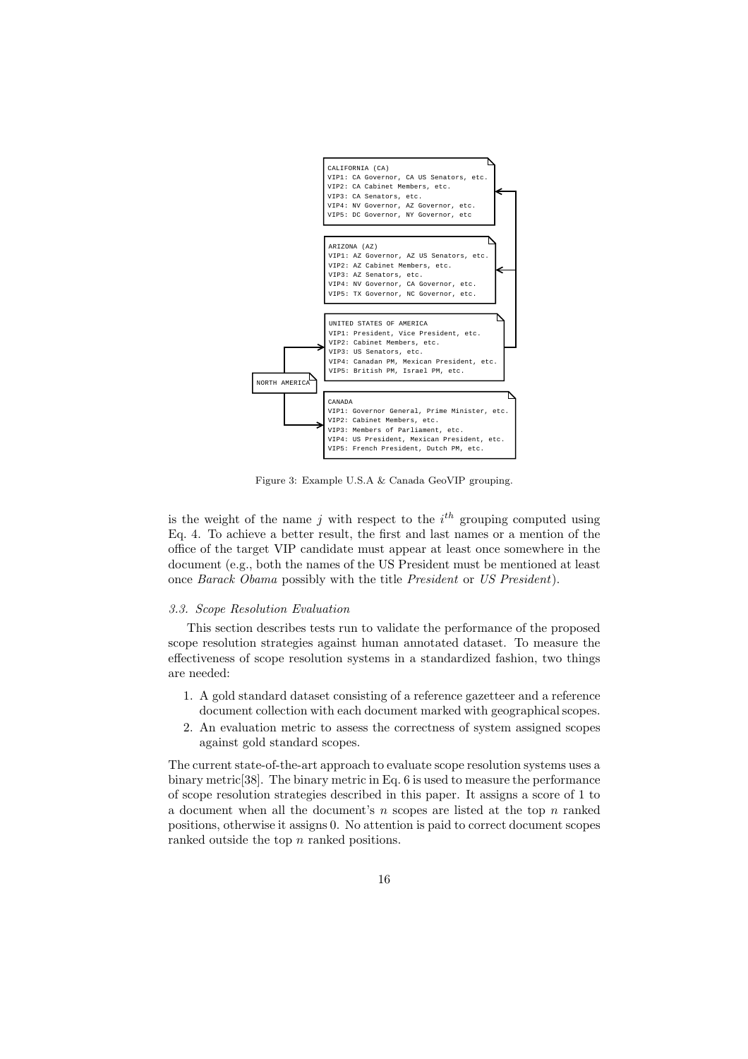CALIFORNIA (CA)
VIP1: CA Governor, CA US Senators, etc.
VIP2: CA Cabinet Members, etc.
VIP3: CA Senators, etc.
VIP4: NV Governor, AZ Governor, etc.
VIP5: DC Governor, NY Governor, etc

ARIZONA (AZ)
VIP1: AZ Governor, AZ US Senators, etc.
VIP2: AZ Cabinet Members, etc.
VIP3: AZ Senators, etc.
VIP4: NV Governor, CA Governor, etc.
VIP5: TX Governor, NC Governor, etc.

UNITED STATES OF AMERICA
VIP1: President, Vice President, etc.
VIP2: Cabinet Members, etc.
VIP3: US Senators, etc.
VIP4: Canadan PM, Mexican President, etc.
VIP5: British PM, Israel PM, etc.

NORTH AMERICA

CANADA
VIP1: Governor General, Prime Minister, etc.
VIP2: Cabinet Members, etc.
VIP3: Members of Parliament, etc.
VIP4: US President, Mexican President, etc.
VIP5: French President, Dutch PM, etc.

Figure 3: Example U.S.A & Canada GeoVIP grouping.

is the weight of the name $j$ with respect to the $i^{th}$ grouping computed using Eq. 4. To achieve a better result, the first and last names or a mention of the office of the target VIP candidate must appear at least once somewhere in the document (e.g., both the names of the US President must be mentioned at least once *Barack Obama* possibly with the title *President* or *US President*).

### 3.3. Scope Resolution Evaluation

This section describes tests run to validate the performance of the proposed scope resolution strategies against human annotated dataset. To measure the effectiveness of scope resolution systems in a standardized fashion, two things are needed:

1. A gold standard dataset consisting of a reference gazetteer and a reference document collection with each document marked with geographical scopes.
2. An evaluation metric to assess the correctness of system assigned scopes against gold standard scopes.

The current state-of-the-art approach to evaluate scope resolution systems uses a binary metric[38]. The binary metric in Eq. 6 is used to measure the performance of scope resolution strategies described in this paper. It assigns a score of 1 to a document when all the document's $n$ scopes are listed at the top $n$ ranked positions, otherwise it assigns 0. No attention is paid to correct document scopes ranked outside the top $n$ ranked positions.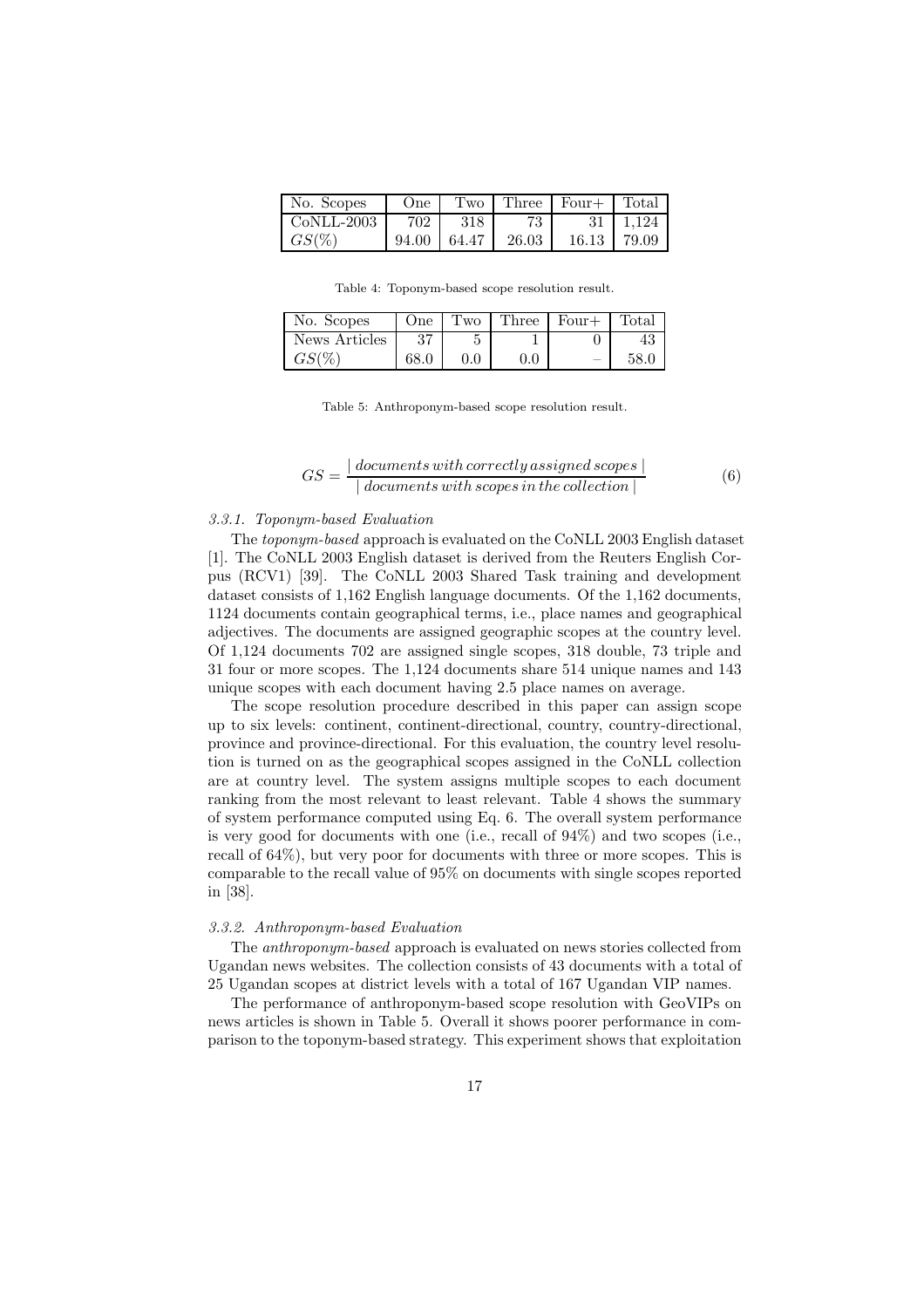| No. Scopes | One | Two | Three | Four+ | Total |
|---|---|---|---|---|---|
| CoNLL-2003 | 702 | 318 | 73 | 31 | 1,124 |
| $GS(\%)$ | 94.00 | 64.47 | 26.03 | 16.13 | 79.09 |

Table 4: Toponym-based scope resolution result.

| No. Scopes | One | Two | Three | Four+ | Total |
|---|---|---|---|---|---|
| News Articles | 37 | 5 | 1 | 0 | 43 |
| $GS(\%)$ | 68.0 | 0.0 | 0.0 | – | 58.0 |

Table 5: Anthroponym-based scope resolution result.

$$GS = \frac{|\, documents\, with\, correctly\, assigned\, scopes \,|}{|\, documents\, with\, scopes\, in\, the\, collection \,|} \tag{6}$$

#### 3.3.1. Toponym-based Evaluation

The *toponym-based* approach is evaluated on the CoNLL 2003 English dataset [1]. The CoNLL 2003 English dataset is derived from the Reuters English Corpus (RCV1) [39]. The CoNLL 2003 Shared Task training and development dataset consists of 1,162 English language documents. Of the 1,162 documents, 1124 documents contain geographical terms, i.e., place names and geographical adjectives. The documents are assigned geographic scopes at the country level. Of 1,124 documents 702 are assigned single scopes, 318 double, 73 triple and 31 four or more scopes. The 1,124 documents share 514 unique names and 143 unique scopes with each document having 2.5 place names on average.

The scope resolution procedure described in this paper can assign scope up to six levels: continent, continent-directional, country, country-directional, province and province-directional. For this evaluation, the country level resolution is turned on as the geographical scopes assigned in the CoNLL collection are at country level. The system assigns multiple scopes to each document ranking from the most relevant to least relevant. Table 4 shows the summary of system performance computed using Eq. 6. The overall system performance is very good for documents with one (i.e., recall of 94%) and two scopes (i.e., recall of 64%), but very poor for documents with three or more scopes. This is comparable to the recall value of 95% on documents with single scopes reported in [38].

#### 3.3.2. Anthroponym-based Evaluation

The *anthroponym-based* approach is evaluated on news stories collected from Ugandan news websites. The collection consists of 43 documents with a total of 25 Ugandan scopes at district levels with a total of 167 Ugandan VIP names.

The performance of anthroponym-based scope resolution with GeoVIPs on news articles is shown in Table 5. Overall it shows poorer performance in comparison to the toponym-based strategy. This experiment shows that exploitation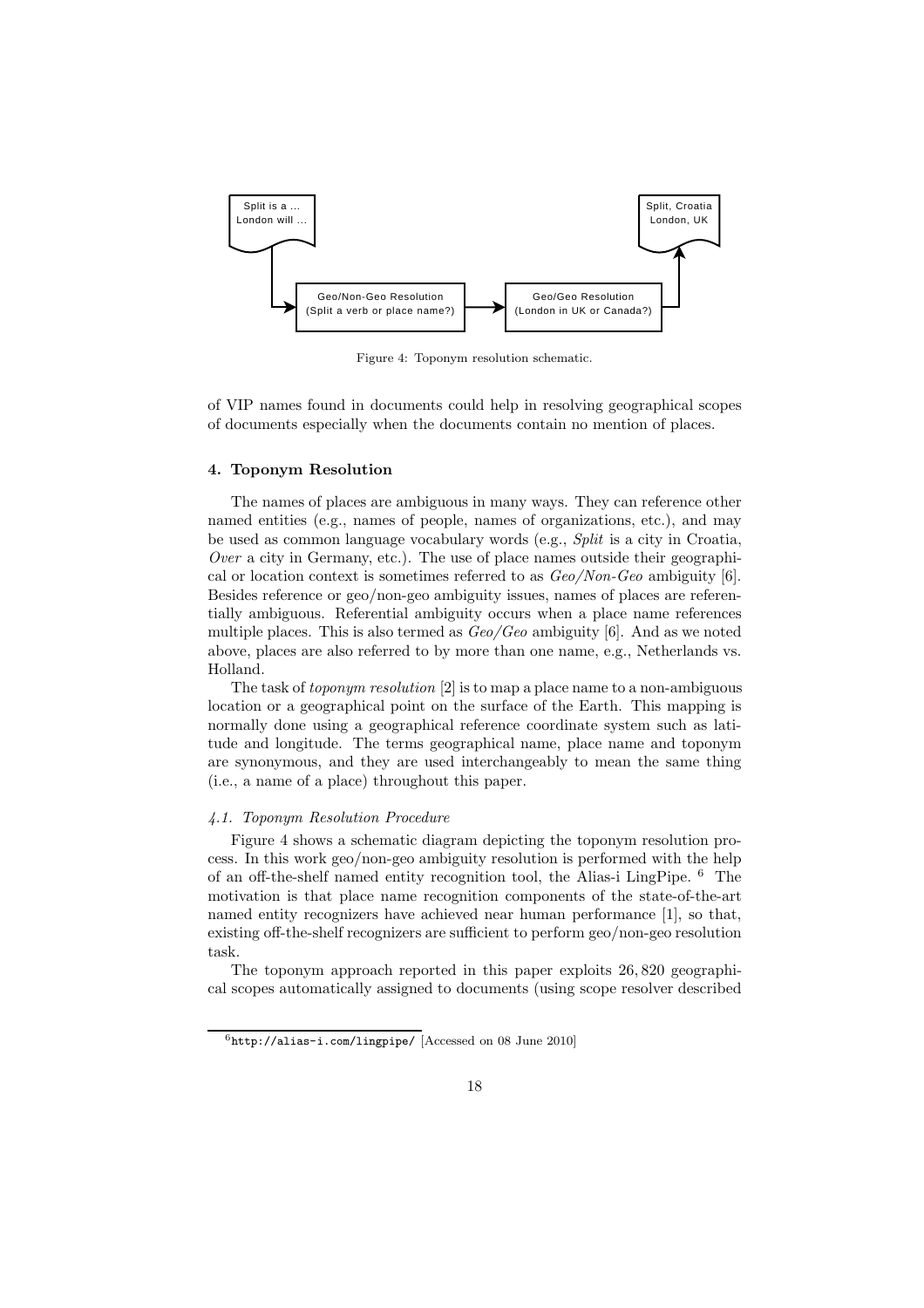Split is a ...
London will ...

Geo/Non-Geo Resolution (Split a verb or place name?)

Geo/Geo Resolution (London in UK or Canada?)

Split, Croatia
London, UK

Figure 4: Toponym resolution schematic.

of VIP names found in documents could help in resolving geographical scopes of documents especially when the documents contain no mention of places.

### 4. Toponym Resolution

The names of places are ambiguous in many ways. They can reference other named entities (e.g., names of people, names of organizations, etc.), and may be used as common language vocabulary words (e.g., *Split* is a city in Croatia, *Over* a city in Germany, etc.). The use of place names outside their geographical or location context is sometimes referred to as *Geo/Non-Geo* ambiguity [6]. Besides reference or geo/non-geo ambiguity issues, names of places are referentially ambiguous. Referential ambiguity occurs when a place name references multiple places. This is also termed as *Geo/Geo* ambiguity [6]. And as we noted above, places are also referred to by more than one name, e.g., Netherlands vs. Holland.

The task of *toponym resolution* [2] is to map a place name to a non-ambiguous location or a geographical point on the surface of the Earth. This mapping is normally done using a geographical reference coordinate system such as latitude and longitude. The terms geographical name, place name and toponym are synonymous, and they are used interchangeably to mean the same thing (i.e., a name of a place) throughout this paper.

#### *4.1. Toponym Resolution Procedure*

Figure 4 shows a schematic diagram depicting the toponym resolution process. In this work geo/non-geo ambiguity resolution is performed with the help of an off-the-shelf named entity recognition tool, the Alias-i LingPipe. [6] The motivation is that place name recognition components of the state-of-the-art named entity recognizers have achieved near human performance [1], so that, existing off-the-shelf recognizers are sufficient to perform geo/non-geo resolution task.

The toponym approach reported in this paper exploits 26,820 geographical scopes automatically assigned to documents (using scope resolver described

[6] http://alias-i.com/lingpipe/ [Accessed on 08 June 2010]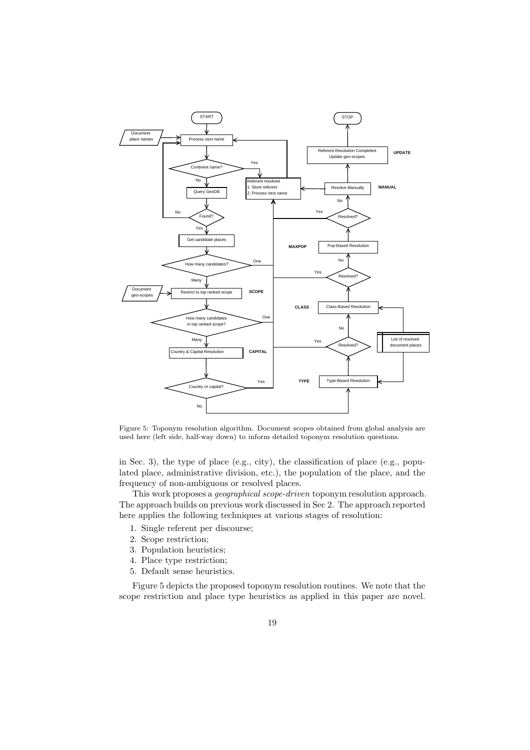Figure 5: Toponym resolution algorithm. Document scopes obtained from global analysis are used here (left side, half-way down) to inform detailed toponym resolution questions.

in Sec. 3), the type of place (e.g., city), the classification of place (e.g., populated place, administrative division, etc.), the population of the place, and the frequency of non-ambiguous or resolved places.

This work proposes a *geographical scope-driven* toponym resolution approach. The approach builds on previous work discussed in Sec 2. The approach reported here applies the following techniques at various stages of resolution:

1. Single referent per discourse;
2. Scope restriction;
3. Population heuristics;
4. Place type restriction;
5. Default sense heuristics.

Figure 5 depicts the proposed toponym resolution routines. We note that the scope restriction and place type heuristics as applied in this paper are novel.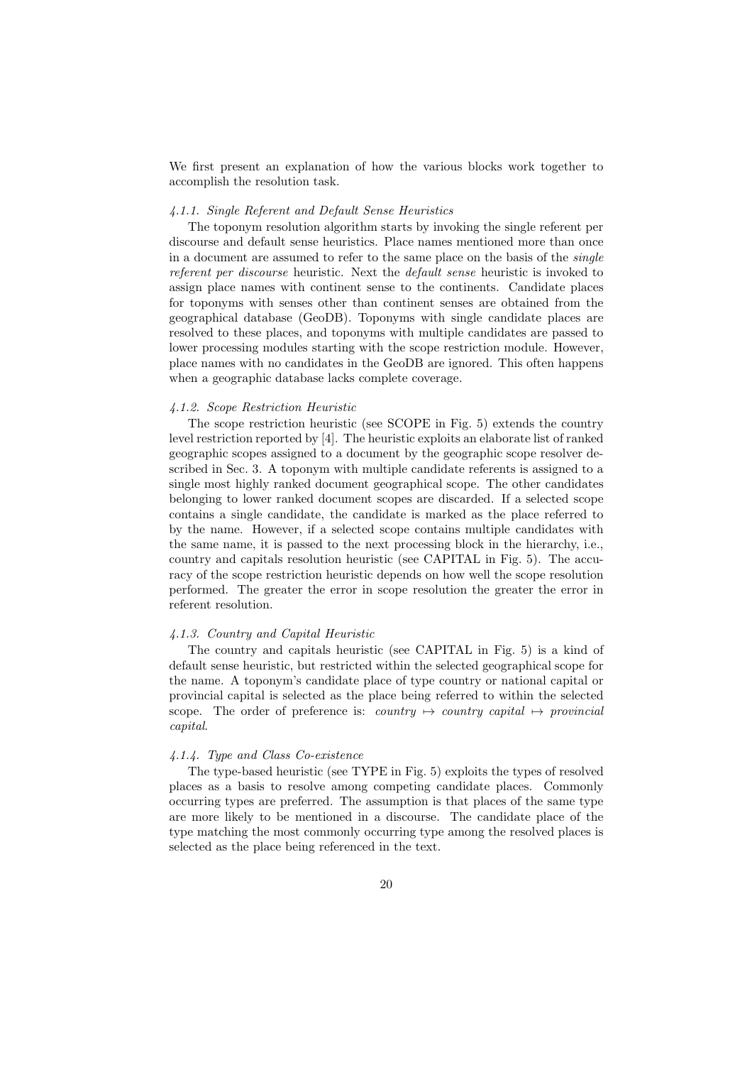We first present an explanation of how the various blocks work together to accomplish the resolution task.

#### *4.1.1. Single Referent and Default Sense Heuristics*

The toponym resolution algorithm starts by invoking the single referent per discourse and default sense heuristics. Place names mentioned more than once in a document are assumed to refer to the same place on the basis of the *single referent per discourse* heuristic. Next the *default sense* heuristic is invoked to assign place names with continent sense to the continents. Candidate places for toponyms with senses other than continent senses are obtained from the geographical database (GeoDB). Toponyms with single candidate places are resolved to these places, and toponyms with multiple candidates are passed to lower processing modules starting with the scope restriction module. However, place names with no candidates in the GeoDB are ignored. This often happens when a geographic database lacks complete coverage.

#### *4.1.2. Scope Restriction Heuristic*

The scope restriction heuristic (see SCOPE in Fig. 5) extends the country level restriction reported by [4]. The heuristic exploits an elaborate list of ranked geographic scopes assigned to a document by the geographic scope resolver described in Sec. 3. A toponym with multiple candidate referents is assigned to a single most highly ranked document geographical scope. The other candidates belonging to lower ranked document scopes are discarded. If a selected scope contains a single candidate, the candidate is marked as the place referred to by the name. However, if a selected scope contains multiple candidates with the same name, it is passed to the next processing block in the hierarchy, i.e., country and capitals resolution heuristic (see CAPITAL in Fig. 5). The accuracy of the scope restriction heuristic depends on how well the scope resolution performed. The greater the error in scope resolution the greater the error in referent resolution.

#### *4.1.3. Country and Capital Heuristic*

The country and capitals heuristic (see CAPITAL in Fig. 5) is a kind of default sense heuristic, but restricted within the selected geographical scope for the name. A toponym's candidate place of type country or national capital or provincial capital is selected as the place being referred to within the selected scope. The order of preference is: *country* $\mapsto$ *country capital* $\mapsto$ *provincial capital*.

#### *4.1.4. Type and Class Co-existence*

The type-based heuristic (see TYPE in Fig. 5) exploits the types of resolved places as a basis to resolve among competing candidate places. Commonly occurring types are preferred. The assumption is that places of the same type are more likely to be mentioned in a discourse. The candidate place of the type matching the most commonly occurring type among the resolved places is selected as the place being referenced in the text.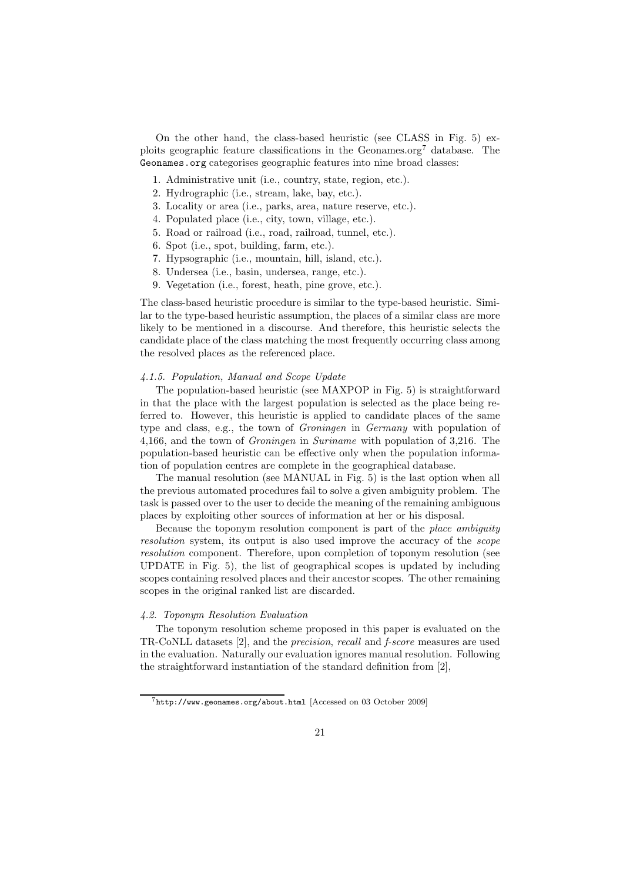On the other hand, the class-based heuristic (see CLASS in Fig. 5) exploits geographic feature classifications in the Geonames.org[7] database. The `Geonames.org` categorises geographic features into nine broad classes:

1. Administrative unit (i.e., country, state, region, etc.).
2. Hydrographic (i.e., stream, lake, bay, etc.).
3. Locality or area (i.e., parks, area, nature reserve, etc.).
4. Populated place (i.e., city, town, village, etc.).
5. Road or railroad (i.e., road, railroad, tunnel, etc.).
6. Spot (i.e., spot, building, farm, etc.).
7. Hypsographic (i.e., mountain, hill, island, etc.).
8. Undersea (i.e., basin, undersea, range, etc.).
9. Vegetation (i.e., forest, heath, pine grove, etc.).

The class-based heuristic procedure is similar to the type-based heuristic. Similar to the type-based heuristic assumption, the places of a similar class are more likely to be mentioned in a discourse. And therefore, this heuristic selects the candidate place of the class matching the most frequently occurring class among the resolved places as the referenced place.

#### *4.1.5. Population, Manual and Scope Update*

The population-based heuristic (see MAXPOP in Fig. 5) is straightforward in that the place with the largest population is selected as the place being referred to. However, this heuristic is applied to candidate places of the same type and class, e.g., the town of *Groningen* in *Germany* with population of 4,166, and the town of *Groningen* in *Suriname* with population of 3,216. The population-based heuristic can be effective only when the population information of population centres are complete in the geographical database.

The manual resolution (see MANUAL in Fig. 5) is the last option when all the previous automated procedures fail to solve a given ambiguity problem. The task is passed over to the user to decide the meaning of the remaining ambiguous places by exploiting other sources of information at her or his disposal.

Because the toponym resolution component is part of the *place ambiguity resolution* system, its output is also used improve the accuracy of the *scope resolution* component. Therefore, upon completion of toponym resolution (see UPDATE in Fig. 5), the list of geographical scopes is updated by including scopes containing resolved places and their ancestor scopes. The other remaining scopes in the original ranked list are discarded.

### *4.2. Toponym Resolution Evaluation*

The toponym resolution scheme proposed in this paper is evaluated on the TR-CoNLL datasets [2], and the *precision*, *recall* and *f-score* measures are used in the evaluation. Naturally our evaluation ignores manual resolution. Following the straightforward instantiation of the standard definition from [2],

[7] `http://www.geonames.org/about.html` [Accessed on 03 October 2009]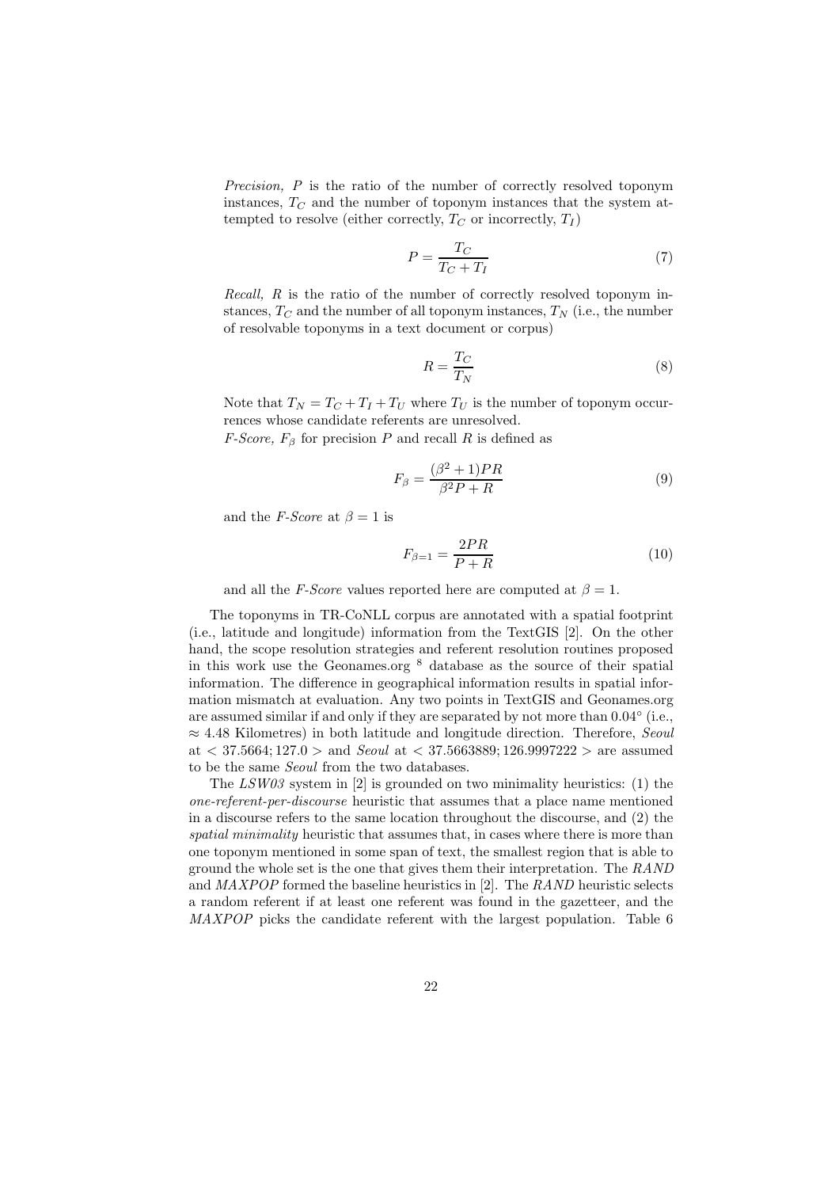*Precision,* $P$ is the ratio of the number of correctly resolved toponym instances, $T_C$ and the number of toponym instances that the system attempted to resolve (either correctly, $T_C$ or incorrectly, $T_I$)

$$P = \frac{T_C}{T_C + T_I} \tag{7}$$

*Recall,* $R$ is the ratio of the number of correctly resolved toponym instances, $T_C$ and the number of all toponym instances, $T_N$ (i.e., the number of resolvable toponyms in a text document or corpus)

$$R = \frac{T_C}{T_N} \tag{8}$$

Note that $T_N = T_C + T_I + T_U$ where $T_U$ is the number of toponym occurrences whose candidate referents are unresolved.
*F-Score,* $F_\beta$ for precision $P$ and recall $R$ is defined as

$$F_\beta = \frac{(\beta^2 + 1)PR}{\beta^2 P + R} \tag{9}$$

and the *F-Score* at $\beta = 1$ is

$$F_{\beta=1} = \frac{2PR}{P + R} \tag{10}$$

and all the *F-Score* values reported here are computed at $\beta = 1$.

The toponyms in TR-CoNLL corpus are annotated with a spatial footprint (i.e., latitude and longitude) information from the TextGIS [2]. On the other hand, the scope resolution strategies and referent resolution routines proposed in this work use the Geonames.org [8] database as the source of their spatial information. The difference in geographical information results in spatial information mismatch at evaluation. Any two points in TextGIS and Geonames.org are assumed similar if and only if they are separated by not more than $0.04^\circ$ (i.e., $\approx 4.48$ Kilometres) in both latitude and longitude direction. Therefore, *Seoul* at $< 37.5664; 127.0 >$ and *Seoul* at $< 37.5663889; 126.9997222 >$ are assumed to be the same *Seoul* from the two databases.

The *LSW03* system in [2] is grounded on two minimality heuristics: (1) the *one-referent-per-discourse* heuristic that assumes that a place name mentioned in a discourse refers to the same location throughout the discourse, and (2) the *spatial minimality* heuristic that assumes that, in cases where there is more than one toponym mentioned in some span of text, the smallest region that is able to ground the whole set is the one that gives them their interpretation. The *RAND* and *MAXPOP* formed the baseline heuristics in [2]. The *RAND* heuristic selects a random referent if at least one referent was found in the gazetteer, and the *MAXPOP* picks the candidate referent with the largest population. Table 6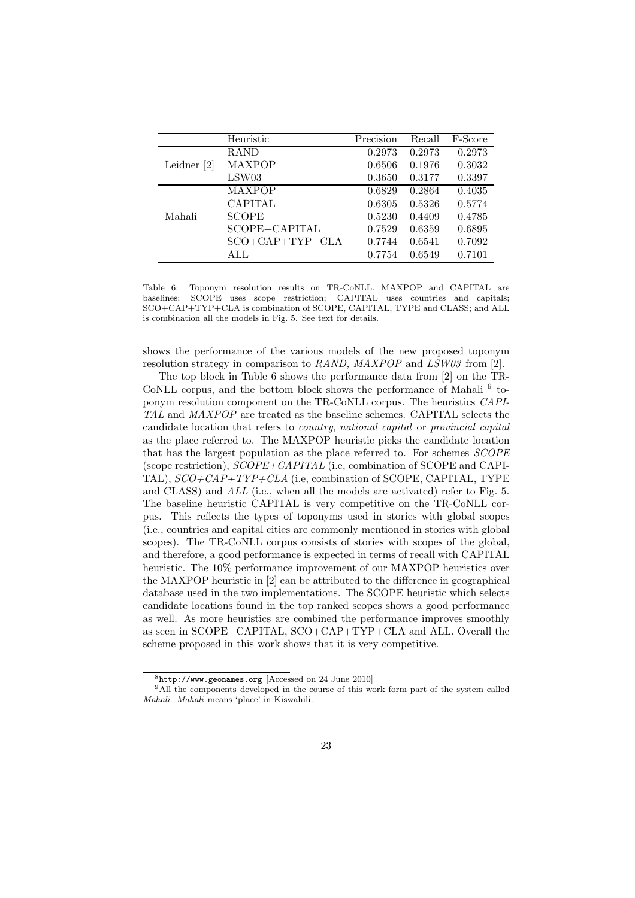| | Heuristic | Precision | Recall | F-Score |
|---|---|---|---|---|
| | RAND | 0.2973 | 0.2973 | 0.2973 |
| Leidner [2] | MAXPOP | 0.6506 | 0.1976 | 0.3032 |
| | LSW03 | 0.3650 | 0.3177 | 0.3397 |
| | MAXPOP | 0.6829 | 0.2864 | 0.4035 |
| | CAPITAL | 0.6305 | 0.5326 | 0.5774 |
| Mahali | SCOPE | 0.5230 | 0.4409 | 0.4785 |
| | SCOPE+CAPITAL | 0.7529 | 0.6359 | 0.6895 |
| | SCO+CAP+TYP+CLA | 0.7744 | 0.6541 | 0.7092 |
| | ALL | 0.7754 | 0.6549 | 0.7101 |

Table 6: Toponym resolution results on TR-CoNLL. MAXPOP and CAPITAL are baselines; SCOPE uses scope restriction; CAPITAL uses countries and capitals; SCO+CAP+TYP+CLA is combination of SCOPE, CAPITAL, TYPE and CLASS; and ALL is combination all the models in Fig. 5. See text for details.

shows the performance of the various models of the new proposed toponym resolution strategy in comparison to *RAND, MAXPOP* and *LSW03* from [2].

The top block in Table 6 shows the performance data from [2] on the TR-CoNLL corpus, and the bottom block shows the performance of Mahali [9] toponym resolution component on the TR-CoNLL corpus. The heuristics *CAPITAL* and *MAXPOP* are treated as the baseline schemes. CAPITAL selects the candidate location that refers to *country*, *national capital* or *provincial capital* as the place referred to. The MAXPOP heuristic picks the candidate location that has the largest population as the place referred to. For schemes *SCOPE* (scope restriction), *SCOPE+CAPITAL* (i.e, combination of SCOPE and CAPITAL), *SCO+CAP+TYP+CLA* (i.e, combination of SCOPE, CAPITAL, TYPE and CLASS) and *ALL* (i.e., when all the models are activated) refer to Fig. 5. The baseline heuristic CAPITAL is very competitive on the TR-CoNLL corpus. This reflects the types of toponyms used in stories with global scopes (i.e., countries and capital cities are commonly mentioned in stories with global scopes). The TR-CoNLL corpus consists of stories with scopes of the global, and therefore, a good performance is expected in terms of recall with CAPITAL heuristic. The 10% performance improvement of our MAXPOP heuristics over the MAXPOP heuristic in [2] can be attributed to the difference in geographical database used in the two implementations. The SCOPE heuristic which selects candidate locations found in the top ranked scopes shows a good performance as well. As more heuristics are combined the performance improves smoothly as seen in SCOPE+CAPITAL, SCO+CAP+TYP+CLA and ALL. Overall the scheme proposed in this work shows that it is very competitive.

[8] `http://www.geonames.org` [Accessed on 24 June 2010]

[9] All the components developed in the course of this work form part of the system called *Mahali*. *Mahali* means 'place' in Kiswahili.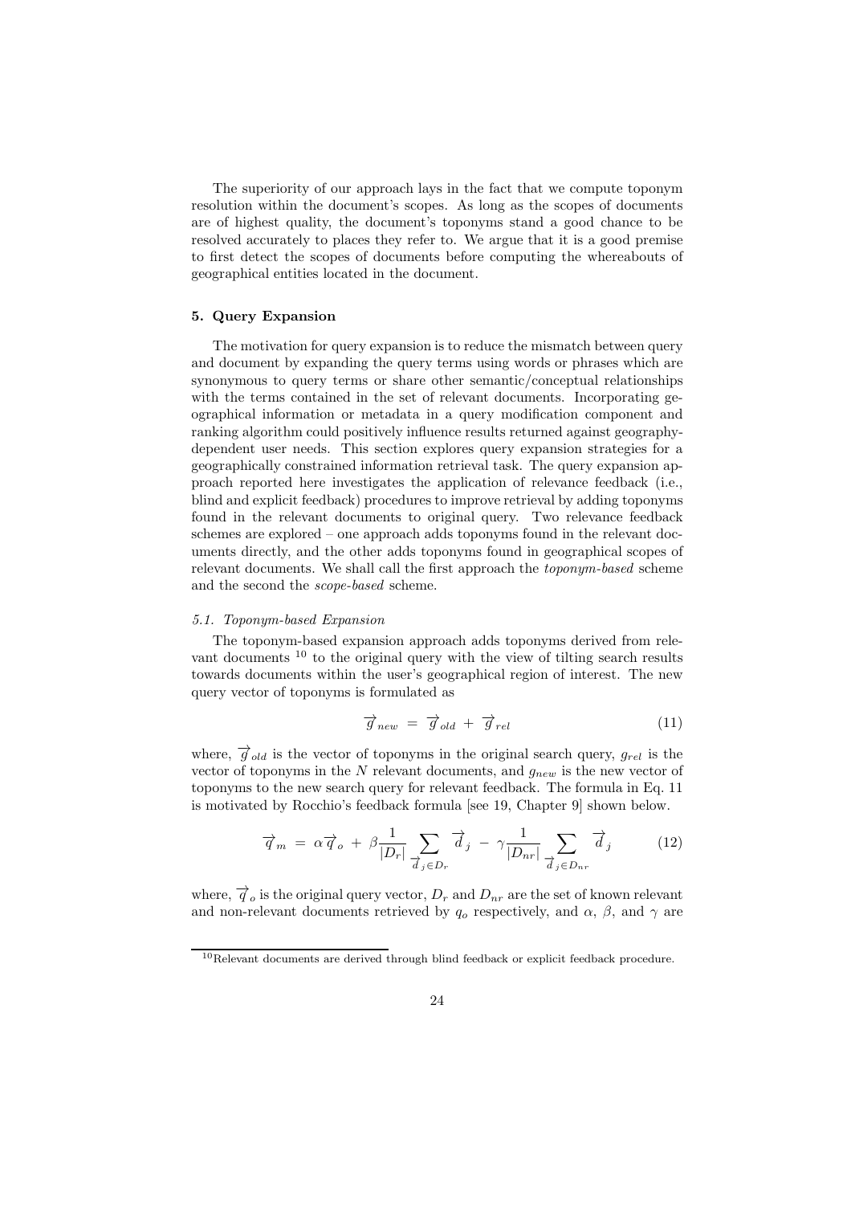The superiority of our approach lays in the fact that we compute toponym resolution within the document's scopes. As long as the scopes of documents are of highest quality, the document's toponyms stand a good chance to be resolved accurately to places they refer to. We argue that it is a good premise to first detect the scopes of documents before computing the whereabouts of geographical entities located in the document.

## 5. Query Expansion

The motivation for query expansion is to reduce the mismatch between query and document by expanding the query terms using words or phrases which are synonymous to query terms or share other semantic/conceptual relationships with the terms contained in the set of relevant documents. Incorporating geographical information or metadata in a query modification component and ranking algorithm could positively influence results returned against geography-dependent user needs. This section explores query expansion strategies for a geographically constrained information retrieval task. The query expansion approach reported here investigates the application of relevance feedback (i.e., blind and explicit feedback) procedures to improve retrieval by adding toponyms found in the relevant documents to original query. Two relevance feedback schemes are explored – one approach adds toponyms found in the relevant documents directly, and the other adds toponyms found in geographical scopes of relevant documents. We shall call the first approach the *toponym-based* scheme and the second the *scope-based* scheme.

### 5.1. Toponym-based Expansion

The toponym-based expansion approach adds toponyms derived from relevant documents [10] to the original query with the view of tilting search results towards documents within the user's geographical region of interest. The new query vector of toponyms is formulated as

$$\overrightarrow{g}_{new} \;=\; \overrightarrow{g}_{old} \;+\; \overrightarrow{g}_{rel} \tag{11}$$

where, $\overrightarrow{g}_{old}$ is the vector of toponyms in the original search query, $g_{rel}$ is the vector of toponyms in the $N$ relevant documents, and $g_{new}$ is the new vector of toponyms to the new search query for relevant feedback. The formula in Eq. 11 is motivated by Rocchio's feedback formula [see 19, Chapter 9] shown below.

$$\overrightarrow{q}_m \;=\; \alpha\overrightarrow{q}_o \;+\; \beta\frac{1}{|D_r|}\sum_{\overrightarrow{d}_j \in D_r}\overrightarrow{d}_j \;-\; \gamma\frac{1}{|D_{nr}|}\sum_{\overrightarrow{d}_j \in D_{nr}}\overrightarrow{d}_j \tag{12}$$

where, $\overrightarrow{q}_o$ is the original query vector, $D_r$ and $D_{nr}$ are the set of known relevant and non-relevant documents retrieved by $q_o$ respectively, and $\alpha$, $\beta$, and $\gamma$ are

[10] Relevant documents are derived through blind feedback or explicit feedback procedure.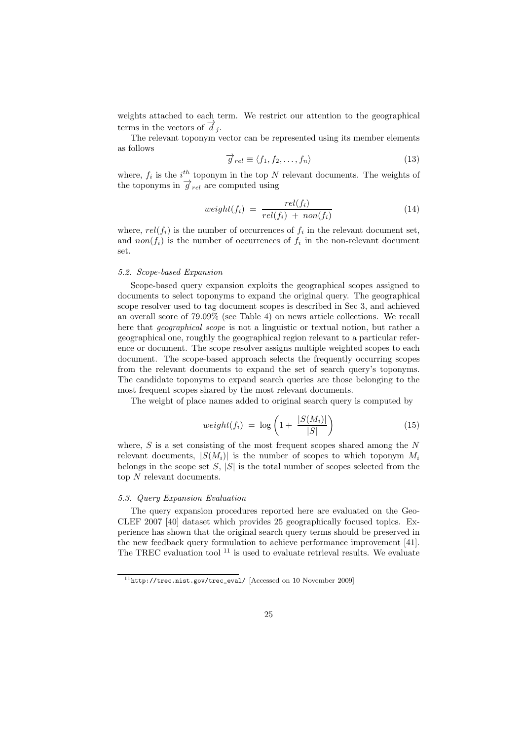weights attached to each term. We restrict our attention to the geographical terms in the vectors of $\overrightarrow{d}_j$.

The relevant toponym vector can be represented using its member elements as follows

$$\overrightarrow{g}_{rel} \equiv \langle f_1, f_2, \ldots, f_n \rangle \tag{13}$$

where, $f_i$ is the $i^{th}$ toponym in the top $N$ relevant documents. The weights of the toponyms in $\overrightarrow{g}_{rel}$ are computed using

$$weight(f_i) \;=\; \frac{rel(f_i)}{rel(f_i) \;+\; non(f_i)} \tag{14}$$

where, $rel(f_i)$ is the number of occurrences of $f_i$ in the relevant document set, and $non(f_i)$ is the number of occurrences of $f_i$ in the non-relevant document set.

### *5.2. Scope-based Expansion*

Scope-based query expansion exploits the geographical scopes assigned to documents to select toponyms to expand the original query. The geographical scope resolver used to tag document scopes is described in Sec 3, and achieved an overall score of 79.09% (see Table 4) on news article collections. We recall here that *geographical scope* is not a linguistic or textual notion, but rather a geographical one, roughly the geographical region relevant to a particular reference or document. The scope resolver assigns multiple weighted scopes to each document. The scope-based approach selects the frequently occurring scopes from the relevant documents to expand the set of search query's toponyms. The candidate toponyms to expand search queries are those belonging to the most frequent scopes shared by the most relevant documents.

The weight of place names added to original search query is computed by

$$weight(f_i) \;=\; \log\left(1 + \;\frac{|S(M_i)|}{|S|}\right) \tag{15}$$

where, $S$ is a set consisting of the most frequent scopes shared among the $N$ relevant documents, $|S(M_i)|$ is the number of scopes to which toponym $M_i$ belongs in the scope set $S$, $|S|$ is the total number of scopes selected from the top $N$ relevant documents.

### *5.3. Query Expansion Evaluation*

The query expansion procedures reported here are evaluated on the GeoCLEF 2007 [40] dataset which provides 25 geographically focused topics. Experience has shown that the original search query terms should be preserved in the new feedback query formulation to achieve performance improvement [41]. The TREC evaluation tool [11] is used to evaluate retrieval results. We evaluate

[11] `http://trec.nist.gov/trec_eval/` [Accessed on 10 November 2009]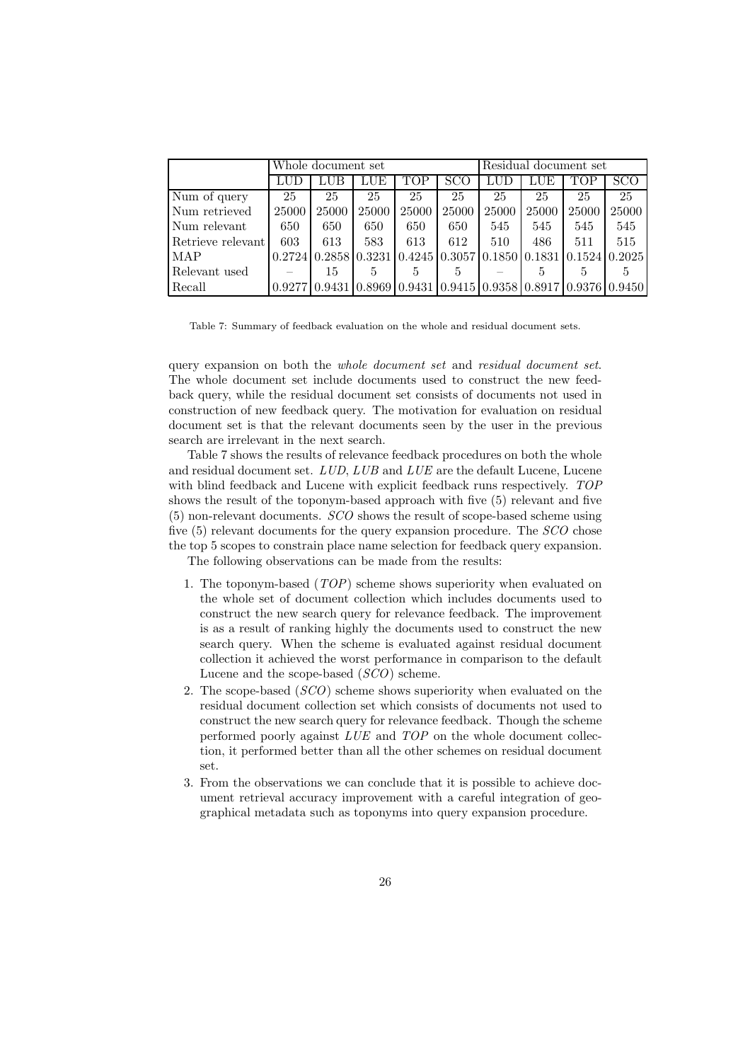| | Whole document set | | | | | Residual document set | | | |
|---|---|---|---|---|---|---|---|---|---|
| | LUD | LUB | LUE | TOP | SCO | LUD | LUE | TOP | SCO |
| Num of query | 25 | 25 | 25 | 25 | 25 | 25 | 25 | 25 | 25 |
| Num retrieved | 25000 | 25000 | 25000 | 25000 | 25000 | 25000 | 25000 | 25000 | 25000 |
| Num relevant | 650 | 650 | 650 | 650 | 650 | 545 | 545 | 545 | 545 |
| Retrieve relevant | 603 | 613 | 583 | 613 | 612 | 510 | 486 | 511 | 515 |
| MAP | 0.2724 | 0.2858 | 0.3231 | 0.4245 | 0.3057 | 0.1850 | 0.1831 | 0.1524 | 0.2025 |
| Relevant used | – | 15 | 5 | 5 | 5 | – | 5 | 5 | 5 |
| Recall | 0.9277 | 0.9431 | 0.8969 | 0.9431 | 0.9415 | 0.9358 | 0.8917 | 0.9376 | 0.9450 |

Table 7: Summary of feedback evaluation on the whole and residual document sets.

query expansion on both the *whole document set* and *residual document set*. The whole document set include documents used to construct the new feedback query, while the residual document set consists of documents not used in construction of new feedback query. The motivation for evaluation on residual document set is that the relevant documents seen by the user in the previous search are irrelevant in the next search.

Table 7 shows the results of relevance feedback procedures on both the whole and residual document set. *LUD*, *LUB* and *LUE* are the default Lucene, Lucene with blind feedback and Lucene with explicit feedback runs respectively. *TOP* shows the result of the toponym-based approach with five (5) relevant and five (5) non-relevant documents. *SCO* shows the result of scope-based scheme using five (5) relevant documents for the query expansion procedure. The *SCO* chose the top 5 scopes to constrain place name selection for feedback query expansion.

The following observations can be made from the results:

1. The toponym-based (*TOP*) scheme shows superiority when evaluated on the whole set of document collection which includes documents used to construct the new search query for relevance feedback. The improvement is as a result of ranking highly the documents used to construct the new search query. When the scheme is evaluated against residual document collection it achieved the worst performance in comparison to the default Lucene and the scope-based (*SCO*) scheme.
2. The scope-based (*SCO*) scheme shows superiority when evaluated on the residual document collection set which consists of documents not used to construct the new search query for relevance feedback. Though the scheme performed poorly against *LUE* and *TOP* on the whole document collection, it performed better than all the other schemes on residual document set.
3. From the observations we can conclude that it is possible to achieve document retrieval accuracy improvement with a careful integration of geographical metadata such as toponyms into query expansion procedure.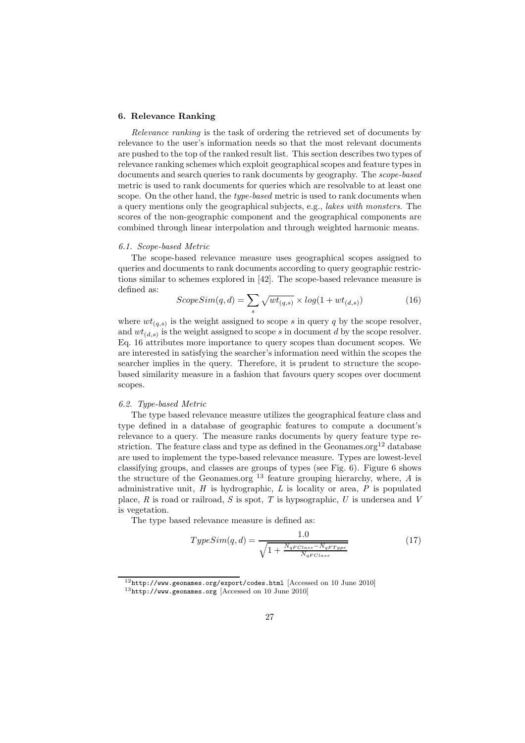## 6. Relevance Ranking

*Relevance ranking* is the task of ordering the retrieved set of documents by relevance to the user's information needs so that the most relevant documents are pushed to the top of the ranked result list. This section describes two types of relevance ranking schemes which exploit geographical scopes and feature types in documents and search queries to rank documents by geography. The *scope-based* metric is used to rank documents for queries which are resolvable to at least one scope. On the other hand, the *type-based* metric is used to rank documents when a query mentions only the geographical subjects, e.g., *lakes with monsters*. The scores of the non-geographic component and the geographical components are combined through linear interpolation and through weighted harmonic means.

### 6.1. Scope-based Metric

The scope-based relevance measure uses geographical scopes assigned to queries and documents to rank documents according to query geographic restrictions similar to schemes explored in [42]. The scope-based relevance measure is defined as:

$$ScopeSim(q, d) = \sum_{s} \sqrt{wt_{(q,s)}} \times log(1 + wt_{(d,s)}) \tag{16}$$

where $wt_{(q,s)}$ is the weight assigned to scope $s$ in query $q$ by the scope resolver, and $wt_{(d,s)}$ is the weight assigned to scope $s$ in document $d$ by the scope resolver. Eq. 16 attributes more importance to query scopes than document scopes. We are interested in satisfying the searcher's information need within the scopes the searcher implies in the query. Therefore, it is prudent to structure the scope-based similarity measure in a fashion that favours query scopes over document scopes.

### 6.2. Type-based Metric

The type based relevance measure utilizes the geographical feature class and type defined in a database of geographic features to compute a document's relevance to a query. The measure ranks documents by query feature type restriction. The feature class and type as defined in the Geonames.org[12] database are used to implement the type-based relevance measure. Types are lowest-level classifying groups, and classes are groups of types (see Fig. 6). Figure 6 shows the structure of the Geonames.org [13] feature grouping hierarchy, where, $A$ is administrative unit, $H$ is hydrographic, $L$ is locality or area, $P$ is populated place, $R$ is road or railroad, $S$ is spot, $T$ is hypsographic, $U$ is undersea and $V$ is vegetation.

The type based relevance measure is defined as:

$$TypeSim(q, d) = \frac{1.0}{\sqrt{1 + \frac{N_{qFClass} - N_{qFType}}{N_{qFClass}}}} \tag{17}$$

[12] http://www.geonames.org/export/codes.html [Accessed on 10 June 2010]

[13] http://www.geonames.org [Accessed on 10 June 2010]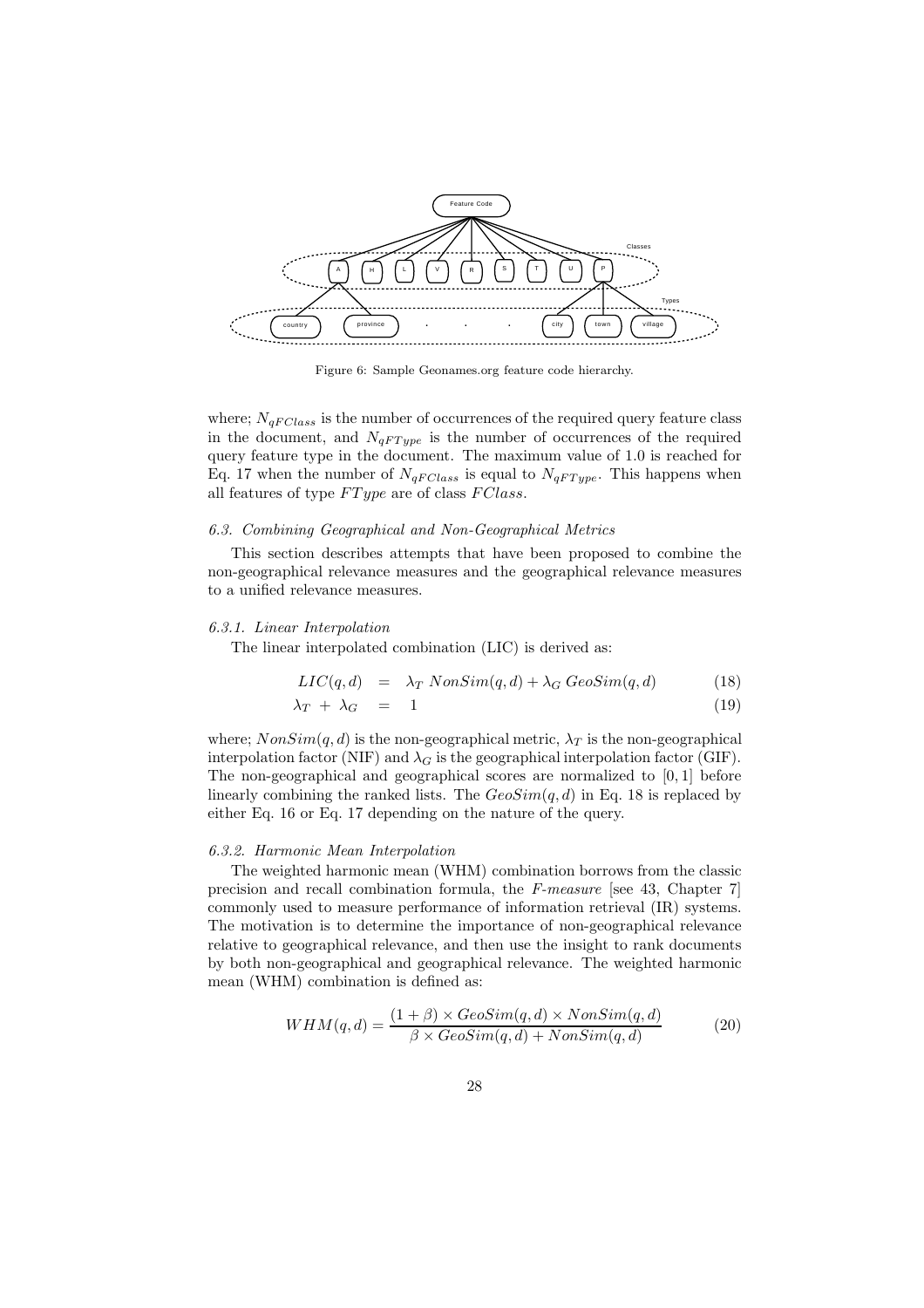Figure 6: Sample Geonames.org feature code hierarchy.

where; $N_{qFClass}$ is the number of occurrences of the required query feature class in the document, and $N_{qFType}$ is the number of occurrences of the required query feature type in the document. The maximum value of 1.0 is reached for Eq. 17 when the number of $N_{qFClass}$ is equal to $N_{qFType}$. This happens when all features of type $FType$ are of class $FClass$.

### *6.3. Combining Geographical and Non-Geographical Metrics*

This section describes attempts that have been proposed to combine the non-geographical relevance measures and the geographical relevance measures to a unified relevance measures.

#### *6.3.1. Linear Interpolation*

The linear interpolated combination (LIC) is derived as:

$$LIC(q,d) = \lambda_T \; NonSim(q,d) + \lambda_G \; GeoSim(q,d) \tag{18}$$

$$\lambda_T + \lambda_G = 1 \tag{19}$$

where; $NonSim(q,d)$ is the non-geographical metric, $\lambda_T$ is the non-geographical interpolation factor (NIF) and $\lambda_G$ is the geographical interpolation factor (GIF). The non-geographical and geographical scores are normalized to $[0,1]$ before linearly combining the ranked lists. The $GeoSim(q,d)$ in Eq. 18 is replaced by either Eq. 16 or Eq. 17 depending on the nature of the query.

#### *6.3.2. Harmonic Mean Interpolation*

The weighted harmonic mean (WHM) combination borrows from the classic precision and recall combination formula, the *F-measure* [see 43, Chapter 7] commonly used to measure performance of information retrieval (IR) systems. The motivation is to determine the importance of non-geographical relevance relative to geographical relevance, and then use the insight to rank documents by both non-geographical and geographical relevance. The weighted harmonic mean (WHM) combination is defined as:

$$WHM(q,d) = \frac{(1+\beta) \times GeoSim(q,d) \times NonSim(q,d)}{\beta \times GeoSim(q,d) + NonSim(q,d)} \tag{20}$$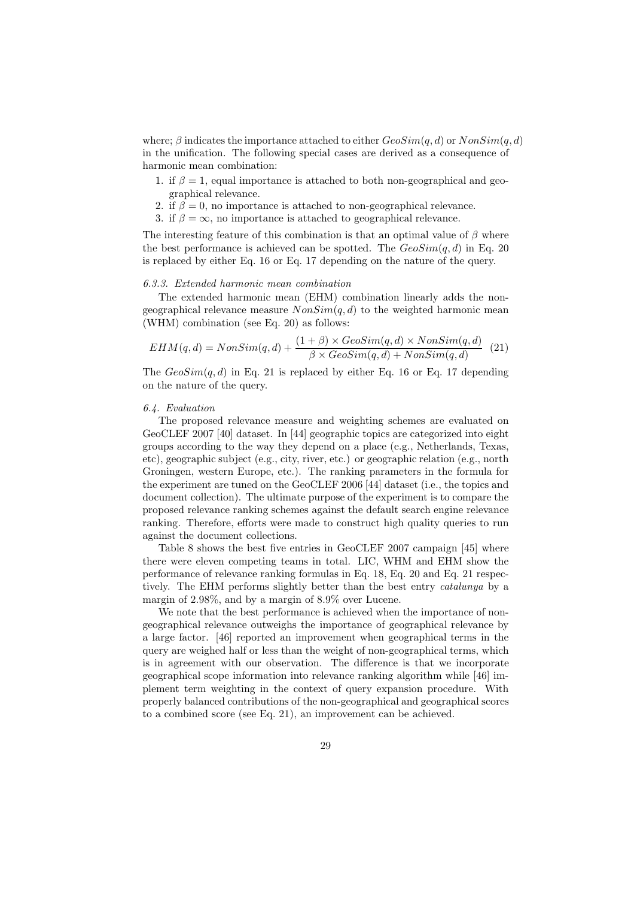where; $\beta$ indicates the importance attached to either $GeoSim(q, d)$ or $NonSim(q, d)$ in the unification. The following special cases are derived as a consequence of harmonic mean combination:

1. if $\beta = 1$, equal importance is attached to both non-geographical and geographical relevance.
2. if $\beta = 0$, no importance is attached to non-geographical relevance.
3. if $\beta = \infty$, no importance is attached to geographical relevance.

The interesting feature of this combination is that an optimal value of $\beta$ where the best performance is achieved can be spotted. The $GeoSim(q, d)$ in Eq. 20 is replaced by either Eq. 16 or Eq. 17 depending on the nature of the query.

### *6.3.3. Extended harmonic mean combination*

The extended harmonic mean (EHM) combination linearly adds the non-geographical relevance measure $NonSim(q, d)$ to the weighted harmonic mean (WHM) combination (see Eq. 20) as follows:

$$EHM(q, d) = NonSim(q, d) + \frac{(1 + \beta) \times GeoSim(q, d) \times NonSim(q, d)}{\beta \times GeoSim(q, d) + NonSim(q, d)} \quad (21)$$

The $GeoSim(q, d)$ in Eq. 21 is replaced by either Eq. 16 or Eq. 17 depending on the nature of the query.

### *6.4. Evaluation*

The proposed relevance measure and weighting schemes are evaluated on GeoCLEF 2007 [40] dataset. In [44] geographic topics are categorized into eight groups according to the way they depend on a place (e.g., Netherlands, Texas, etc), geographic subject (e.g., city, river, etc.) or geographic relation (e.g., north Groningen, western Europe, etc.). The ranking parameters in the formula for the experiment are tuned on the GeoCLEF 2006 [44] dataset (i.e., the topics and document collection). The ultimate purpose of the experiment is to compare the proposed relevance ranking schemes against the default search engine relevance ranking. Therefore, efforts were made to construct high quality queries to run against the document collections.

Table 8 shows the best five entries in GeoCLEF 2007 campaign [45] where there were eleven competing teams in total. LIC, WHM and EHM show the performance of relevance ranking formulas in Eq. 18, Eq. 20 and Eq. 21 respectively. The EHM performs slightly better than the best entry *catalunya* by a margin of 2.98%, and by a margin of 8.9% over Lucene.

We note that the best performance is achieved when the importance of non-geographical relevance outweighs the importance of geographical relevance by a large factor. [46] reported an improvement when geographical terms in the query are weighed half or less than the weight of non-geographical terms, which is in agreement with our observation. The difference is that we incorporate geographical scope information into relevance ranking algorithm while [46] implement term weighting in the context of query expansion procedure. With properly balanced contributions of the non-geographical and geographical scores to a combined score (see Eq. 21), an improvement can be achieved.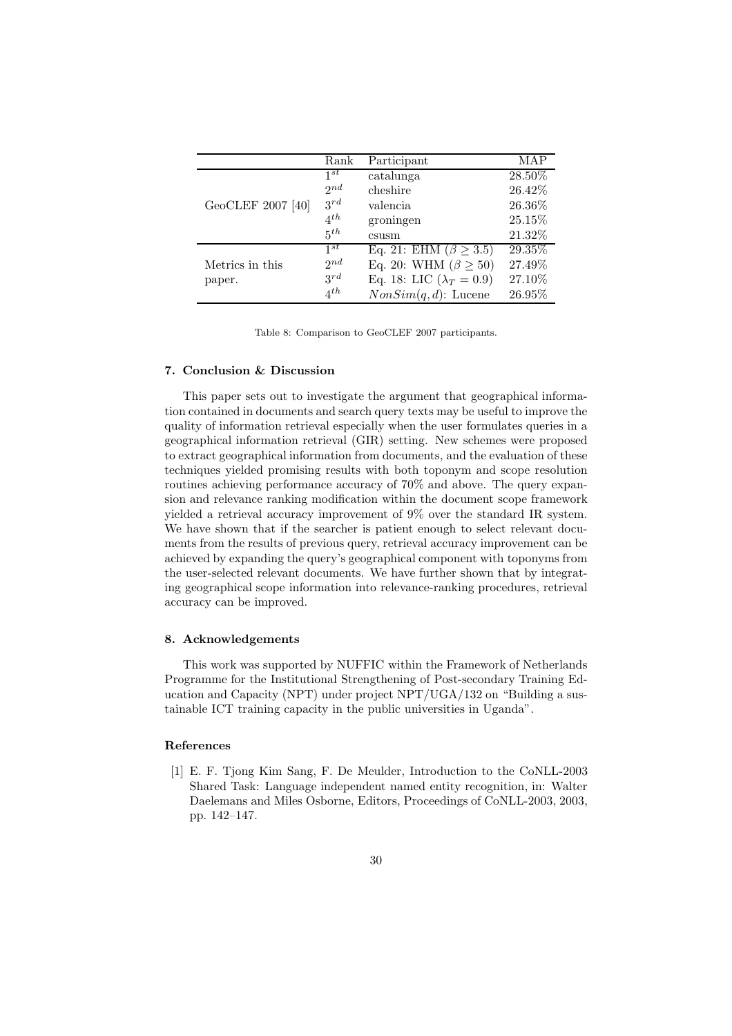|  | Rank | Participant | MAP |
|---|---|---|---|
| GeoCLEF 2007 [40] | $1^{st}$ | catalunga | 28.50% |
|  | $2^{nd}$ | cheshire | 26.42% |
|  | $3^{rd}$ | valencia | 26.36% |
|  | $4^{th}$ | groningen | 25.15% |
|  | $5^{th}$ | csusm | 21.32% |
| Metrics in this paper. | $1^{st}$ | Eq. 21: EHM ($\beta \geq 3.5$) | 29.35% |
|  | $2^{nd}$ | Eq. 20: WHM ($\beta \geq 50$) | 27.49% |
|  | $3^{rd}$ | Eq. 18: LIC ($\lambda_T = 0.9$) | 27.10% |
|  | $4^{th}$ | $NonSim(q, d)$: Lucene | 26.95% |

Table 8: Comparison to GeoCLEF 2007 participants.

## 7. Conclusion & Discussion

This paper sets out to investigate the argument that geographical information contained in documents and search query texts may be useful to improve the quality of information retrieval especially when the user formulates queries in a geographical information retrieval (GIR) setting. New schemes were proposed to extract geographical information from documents, and the evaluation of these techniques yielded promising results with both toponym and scope resolution routines achieving performance accuracy of 70% and above. The query expansion and relevance ranking modification within the document scope framework yielded a retrieval accuracy improvement of 9% over the standard IR system. We have shown that if the searcher is patient enough to select relevant documents from the results of previous query, retrieval accuracy improvement can be achieved by expanding the query's geographical component with toponyms from the user-selected relevant documents. We have further shown that by integrating geographical scope information into relevance-ranking procedures, retrieval accuracy can be improved.

## 8. Acknowledgements

This work was supported by NUFFIC within the Framework of Netherlands Programme for the Institutional Strengthening of Post-secondary Training Education and Capacity (NPT) under project NPT/UGA/132 on "Building a sustainable ICT training capacity in the public universities in Uganda".

## References

[1] E. F. Tjong Kim Sang, F. De Meulder, Introduction to the CoNLL-2003 Shared Task: Language independent named entity recognition, in: Walter Daelemans and Miles Osborne, Editors, Proceedings of CoNLL-2003, 2003, pp. 142–147.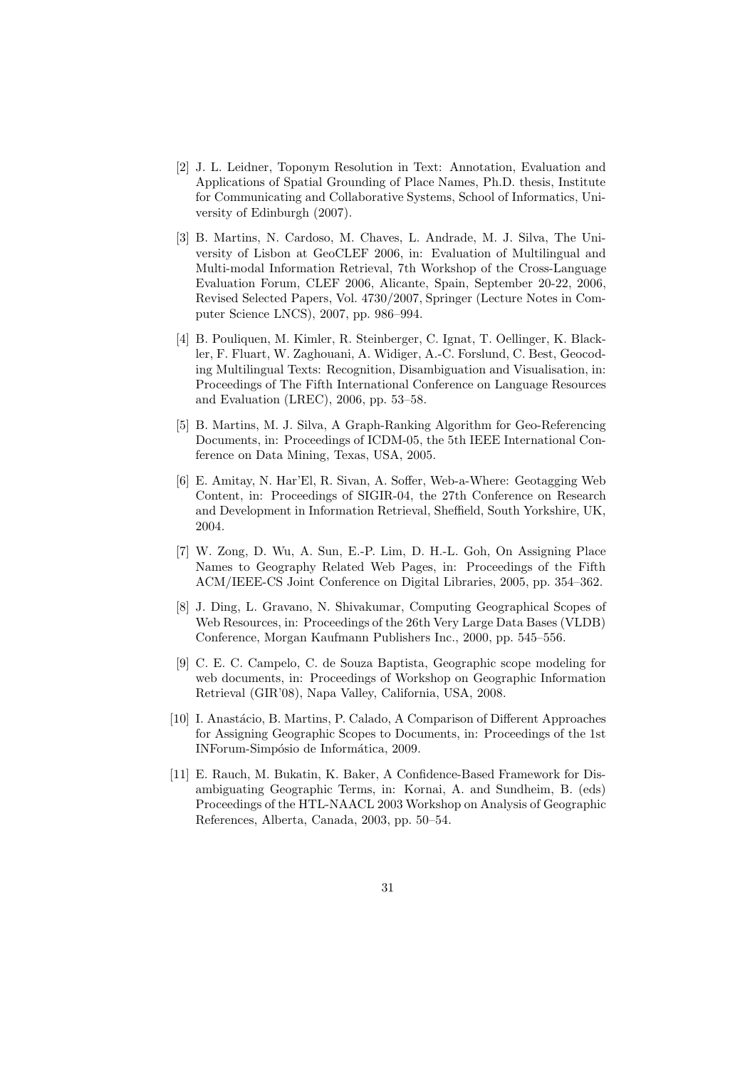[2] J. L. Leidner, Toponym Resolution in Text: Annotation, Evaluation and Applications of Spatial Grounding of Place Names, Ph.D. thesis, Institute for Communicating and Collaborative Systems, School of Informatics, University of Edinburgh (2007).

[3] B. Martins, N. Cardoso, M. Chaves, L. Andrade, M. J. Silva, The University of Lisbon at GeoCLEF 2006, in: Evaluation of Multilingual and Multi-modal Information Retrieval, 7th Workshop of the Cross-Language Evaluation Forum, CLEF 2006, Alicante, Spain, September 20-22, 2006, Revised Selected Papers, Vol. 4730/2007, Springer (Lecture Notes in Computer Science LNCS), 2007, pp. 986–994.

[4] B. Pouliquen, M. Kimler, R. Steinberger, C. Ignat, T. Oellinger, K. Blackler, F. Fluart, W. Zaghouani, A. Widiger, A.-C. Forslund, C. Best, Geocoding Multilingual Texts: Recognition, Disambiguation and Visualisation, in: Proceedings of The Fifth International Conference on Language Resources and Evaluation (LREC), 2006, pp. 53–58.

[5] B. Martins, M. J. Silva, A Graph-Ranking Algorithm for Geo-Referencing Documents, in: Proceedings of ICDM-05, the 5th IEEE International Conference on Data Mining, Texas, USA, 2005.

[6] E. Amitay, N. Har'El, R. Sivan, A. Soffer, Web-a-Where: Geotagging Web Content, in: Proceedings of SIGIR-04, the 27th Conference on Research and Development in Information Retrieval, Sheffield, South Yorkshire, UK, 2004.

[7] W. Zong, D. Wu, A. Sun, E.-P. Lim, D. H.-L. Goh, On Assigning Place Names to Geography Related Web Pages, in: Proceedings of the Fifth ACM/IEEE-CS Joint Conference on Digital Libraries, 2005, pp. 354–362.

[8] J. Ding, L. Gravano, N. Shivakumar, Computing Geographical Scopes of Web Resources, in: Proceedings of the 26th Very Large Data Bases (VLDB) Conference, Morgan Kaufmann Publishers Inc., 2000, pp. 545–556.

[9] C. E. C. Campelo, C. de Souza Baptista, Geographic scope modeling for web documents, in: Proceedings of Workshop on Geographic Information Retrieval (GIR'08), Napa Valley, California, USA, 2008.

[10] I. Anastácio, B. Martins, P. Calado, A Comparison of Different Approaches for Assigning Geographic Scopes to Documents, in: Proceedings of the 1st INForum-Simpósio de Informática, 2009.

[11] E. Rauch, M. Bukatin, K. Baker, A Confidence-Based Framework for Disambiguating Geographic Terms, in: Kornai, A. and Sundheim, B. (eds) Proceedings of the HTL-NAACL 2003 Workshop on Analysis of Geographic References, Alberta, Canada, 2003, pp. 50–54.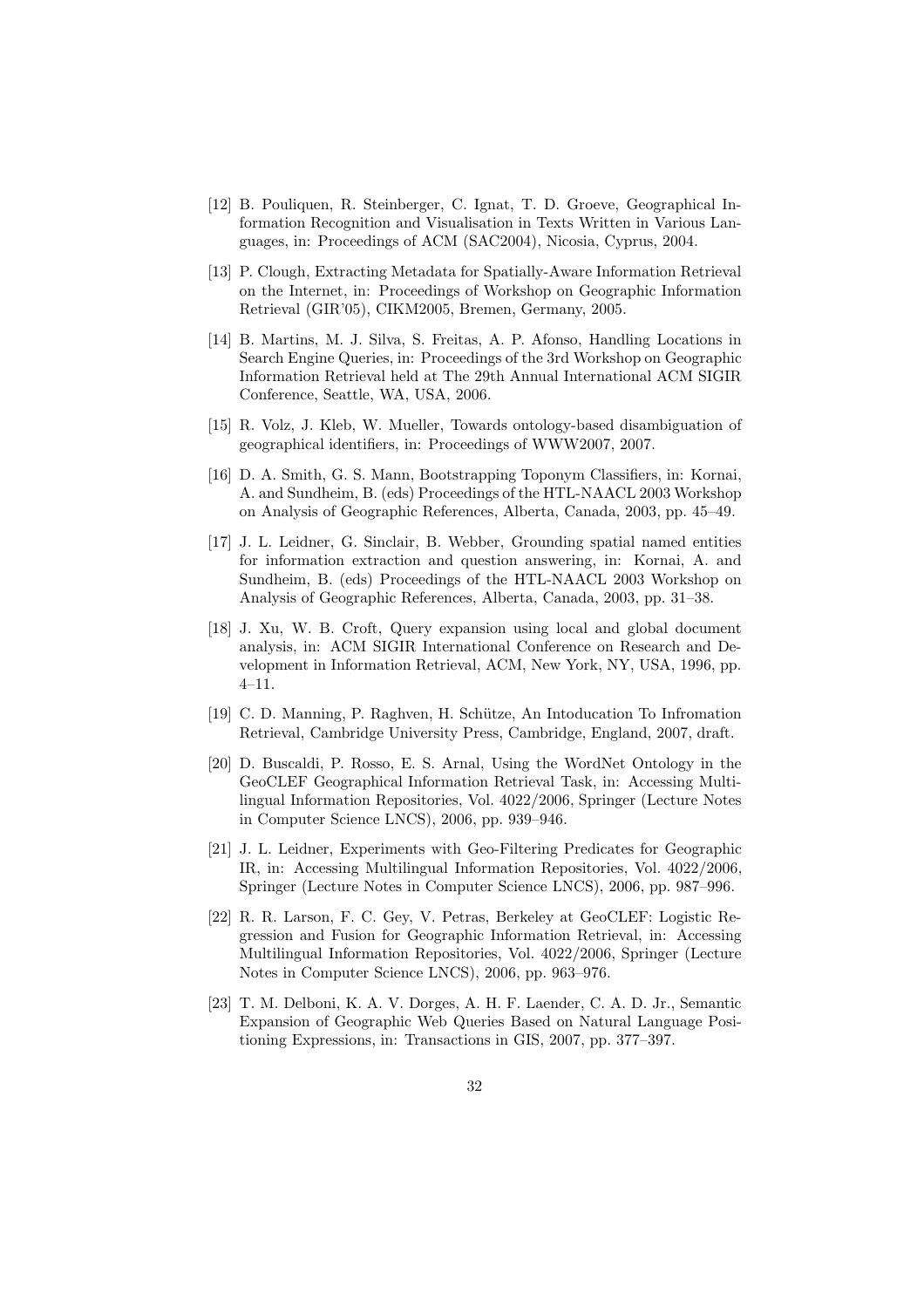[12] B. Pouliquen, R. Steinberger, C. Ignat, T. D. Groeve, Geographical Information Recognition and Visualisation in Texts Written in Various Languages, in: Proceedings of ACM (SAC2004), Nicosia, Cyprus, 2004.

[13] P. Clough, Extracting Metadata for Spatially-Aware Information Retrieval on the Internet, in: Proceedings of Workshop on Geographic Information Retrieval (GIR'05), CIKM2005, Bremen, Germany, 2005.

[14] B. Martins, M. J. Silva, S. Freitas, A. P. Afonso, Handling Locations in Search Engine Queries, in: Proceedings of the 3rd Workshop on Geographic Information Retrieval held at The 29th Annual International ACM SIGIR Conference, Seattle, WA, USA, 2006.

[15] R. Volz, J. Kleb, W. Mueller, Towards ontology-based disambiguation of geographical identifiers, in: Proceedings of WWW2007, 2007.

[16] D. A. Smith, G. S. Mann, Bootstrapping Toponym Classifiers, in: Kornai, A. and Sundheim, B. (eds) Proceedings of the HTL-NAACL 2003 Workshop on Analysis of Geographic References, Alberta, Canada, 2003, pp. 45–49.

[17] J. L. Leidner, G. Sinclair, B. Webber, Grounding spatial named entities for information extraction and question answering, in: Kornai, A. and Sundheim, B. (eds) Proceedings of the HTL-NAACL 2003 Workshop on Analysis of Geographic References, Alberta, Canada, 2003, pp. 31–38.

[18] J. Xu, W. B. Croft, Query expansion using local and global document analysis, in: ACM SIGIR International Conference on Research and Development in Information Retrieval, ACM, New York, NY, USA, 1996, pp. 4–11.

[19] C. D. Manning, P. Raghven, H. Schütze, An Intoducation To Infromation Retrieval, Cambridge University Press, Cambridge, England, 2007, draft.

[20] D. Buscaldi, P. Rosso, E. S. Arnal, Using the WordNet Ontology in the GeoCLEF Geographical Information Retrieval Task, in: Accessing Multilingual Information Repositories, Vol. 4022/2006, Springer (Lecture Notes in Computer Science LNCS), 2006, pp. 939–946.

[21] J. L. Leidner, Experiments with Geo-Filtering Predicates for Geographic IR, in: Accessing Multilingual Information Repositories, Vol. 4022/2006, Springer (Lecture Notes in Computer Science LNCS), 2006, pp. 987–996.

[22] R. R. Larson, F. C. Gey, V. Petras, Berkeley at GeoCLEF: Logistic Regression and Fusion for Geographic Information Retrieval, in: Accessing Multilingual Information Repositories, Vol. 4022/2006, Springer (Lecture Notes in Computer Science LNCS), 2006, pp. 963–976.

[23] T. M. Delboni, K. A. V. Dorges, A. H. F. Laender, C. A. D. Jr., Semantic Expansion of Geographic Web Queries Based on Natural Language Positioning Expressions, in: Transactions in GIS, 2007, pp. 377–397.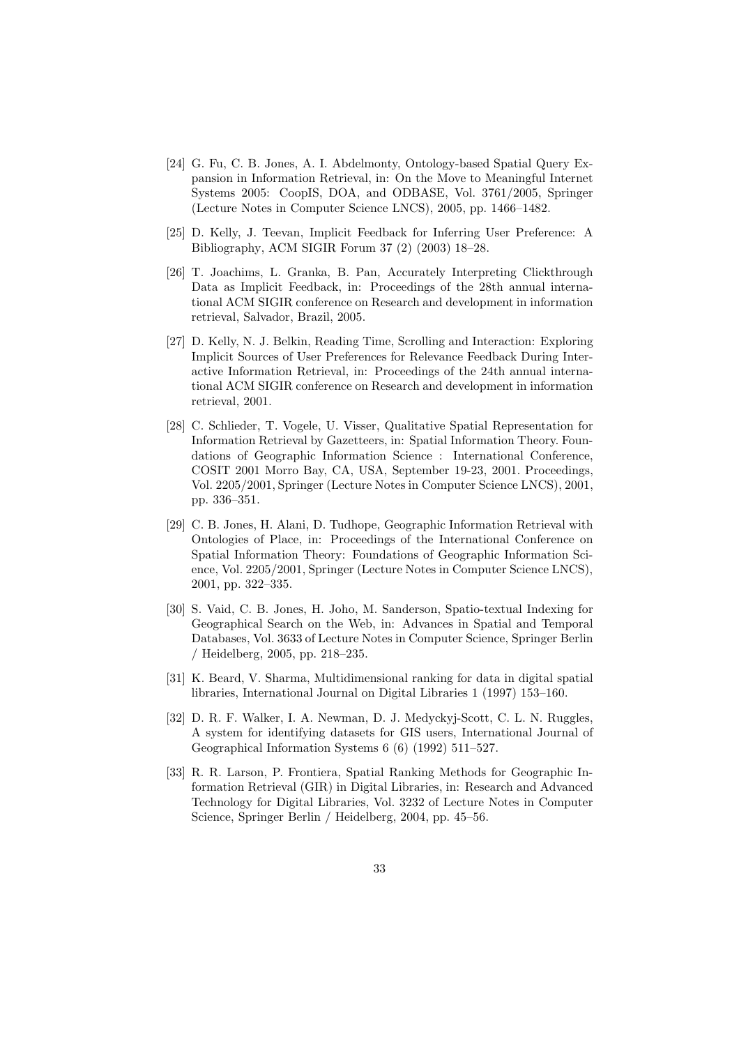[24] G. Fu, C. B. Jones, A. I. Abdelmonty, Ontology-based Spatial Query Expansion in Information Retrieval, in: On the Move to Meaningful Internet Systems 2005: CoopIS, DOA, and ODBASE, Vol. 3761/2005, Springer (Lecture Notes in Computer Science LNCS), 2005, pp. 1466–1482.

[25] D. Kelly, J. Teevan, Implicit Feedback for Inferring User Preference: A Bibliography, ACM SIGIR Forum 37 (2) (2003) 18–28.

[26] T. Joachims, L. Granka, B. Pan, Accurately Interpreting Clickthrough Data as Implicit Feedback, in: Proceedings of the 28th annual international ACM SIGIR conference on Research and development in information retrieval, Salvador, Brazil, 2005.

[27] D. Kelly, N. J. Belkin, Reading Time, Scrolling and Interaction: Exploring Implicit Sources of User Preferences for Relevance Feedback During Interactive Information Retrieval, in: Proceedings of the 24th annual international ACM SIGIR conference on Research and development in information retrieval, 2001.

[28] C. Schlieder, T. Vogele, U. Visser, Qualitative Spatial Representation for Information Retrieval by Gazetteers, in: Spatial Information Theory. Foundations of Geographic Information Science : International Conference, COSIT 2001 Morro Bay, CA, USA, September 19-23, 2001. Proceedings, Vol. 2205/2001, Springer (Lecture Notes in Computer Science LNCS), 2001, pp. 336–351.

[29] C. B. Jones, H. Alani, D. Tudhope, Geographic Information Retrieval with Ontologies of Place, in: Proceedings of the International Conference on Spatial Information Theory: Foundations of Geographic Information Science, Vol. 2205/2001, Springer (Lecture Notes in Computer Science LNCS), 2001, pp. 322–335.

[30] S. Vaid, C. B. Jones, H. Joho, M. Sanderson, Spatio-textual Indexing for Geographical Search on the Web, in: Advances in Spatial and Temporal Databases, Vol. 3633 of Lecture Notes in Computer Science, Springer Berlin / Heidelberg, 2005, pp. 218–235.

[31] K. Beard, V. Sharma, Multidimensional ranking for data in digital spatial libraries, International Journal on Digital Libraries 1 (1997) 153–160.

[32] D. R. F. Walker, I. A. Newman, D. J. Medyckyj-Scott, C. L. N. Ruggles, A system for identifying datasets for GIS users, International Journal of Geographical Information Systems 6 (6) (1992) 511–527.

[33] R. R. Larson, P. Frontiera, Spatial Ranking Methods for Geographic Information Retrieval (GIR) in Digital Libraries, in: Research and Advanced Technology for Digital Libraries, Vol. 3232 of Lecture Notes in Computer Science, Springer Berlin / Heidelberg, 2004, pp. 45–56.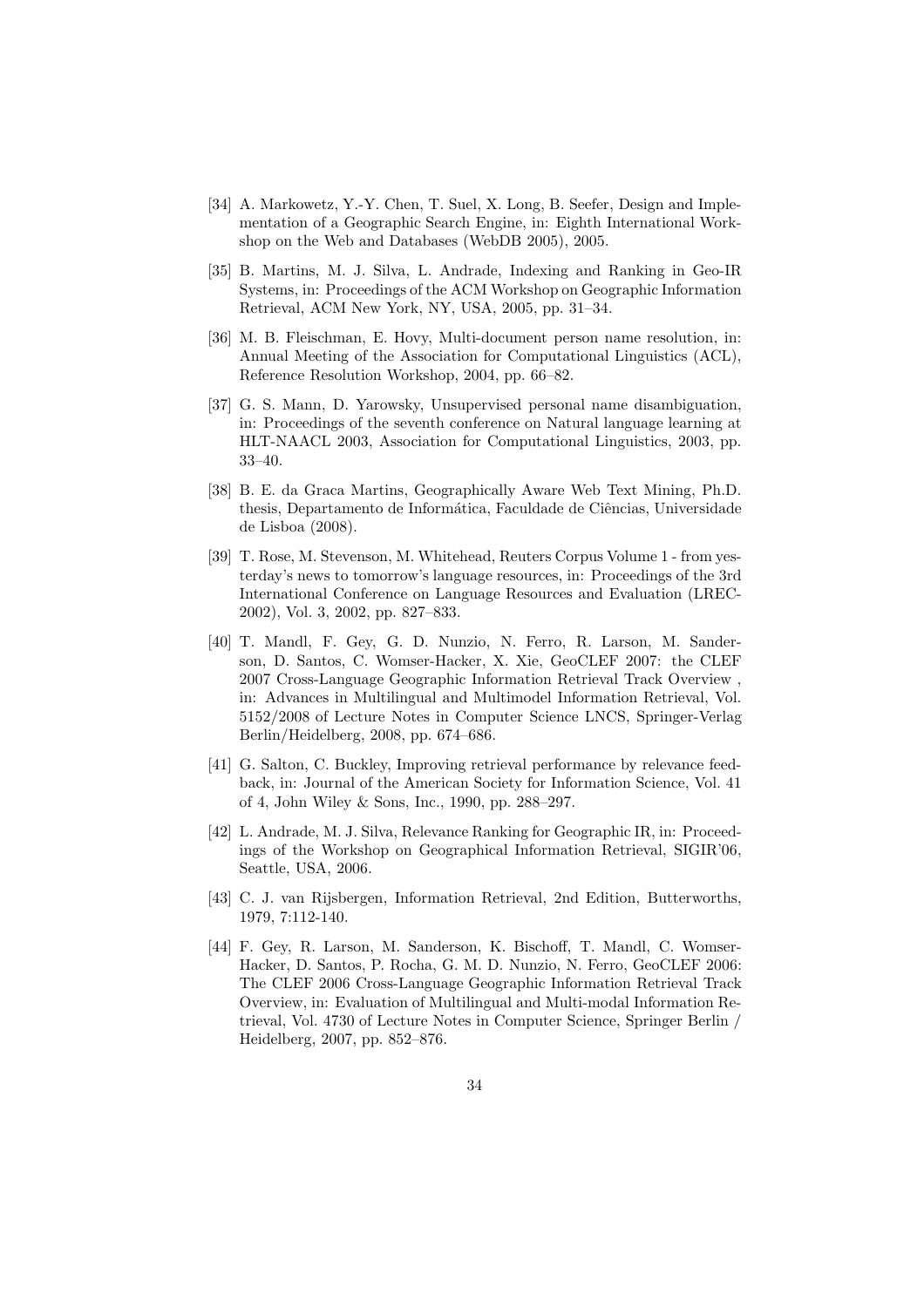[34] A. Markowetz, Y.-Y. Chen, T. Suel, X. Long, B. Seefer, Design and Implementation of a Geographic Search Engine, in: Eighth International Workshop on the Web and Databases (WebDB 2005), 2005.

[35] B. Martins, M. J. Silva, L. Andrade, Indexing and Ranking in Geo-IR Systems, in: Proceedings of the ACM Workshop on Geographic Information Retrieval, ACM New York, NY, USA, 2005, pp. 31–34.

[36] M. B. Fleischman, E. Hovy, Multi-document person name resolution, in: Annual Meeting of the Association for Computational Linguistics (ACL), Reference Resolution Workshop, 2004, pp. 66–82.

[37] G. S. Mann, D. Yarowsky, Unsupervised personal name disambiguation, in: Proceedings of the seventh conference on Natural language learning at HLT-NAACL 2003, Association for Computational Linguistics, 2003, pp. 33–40.

[38] B. E. da Graca Martins, Geographically Aware Web Text Mining, Ph.D. thesis, Departamento de Informática, Faculdade de Ciências, Universidade de Lisboa (2008).

[39] T. Rose, M. Stevenson, M. Whitehead, Reuters Corpus Volume 1 - from yesterday's news to tomorrow's language resources, in: Proceedings of the 3rd International Conference on Language Resources and Evaluation (LREC-2002), Vol. 3, 2002, pp. 827–833.

[40] T. Mandl, F. Gey, G. D. Nunzio, N. Ferro, R. Larson, M. Sanderson, D. Santos, C. Womser-Hacker, X. Xie, GeoCLEF 2007: the CLEF 2007 Cross-Language Geographic Information Retrieval Track Overview , in: Advances in Multilingual and Multimodel Information Retrieval, Vol. 5152/2008 of Lecture Notes in Computer Science LNCS, Springer-Verlag Berlin/Heidelberg, 2008, pp. 674–686.

[41] G. Salton, C. Buckley, Improving retrieval performance by relevance feedback, in: Journal of the American Society for Information Science, Vol. 41 of 4, John Wiley & Sons, Inc., 1990, pp. 288–297.

[42] L. Andrade, M. J. Silva, Relevance Ranking for Geographic IR, in: Proceedings of the Workshop on Geographical Information Retrieval, SIGIR'06, Seattle, USA, 2006.

[43] C. J. van Rijsbergen, Information Retrieval, 2nd Edition, Butterworths, 1979, 7:112-140.

[44] F. Gey, R. Larson, M. Sanderson, K. Bischoff, T. Mandl, C. Womser-Hacker, D. Santos, P. Rocha, G. M. D. Nunzio, N. Ferro, GeoCLEF 2006: The CLEF 2006 Cross-Language Geographic Information Retrieval Track Overview, in: Evaluation of Multilingual and Multi-modal Information Retrieval, Vol. 4730 of Lecture Notes in Computer Science, Springer Berlin / Heidelberg, 2007, pp. 852–876.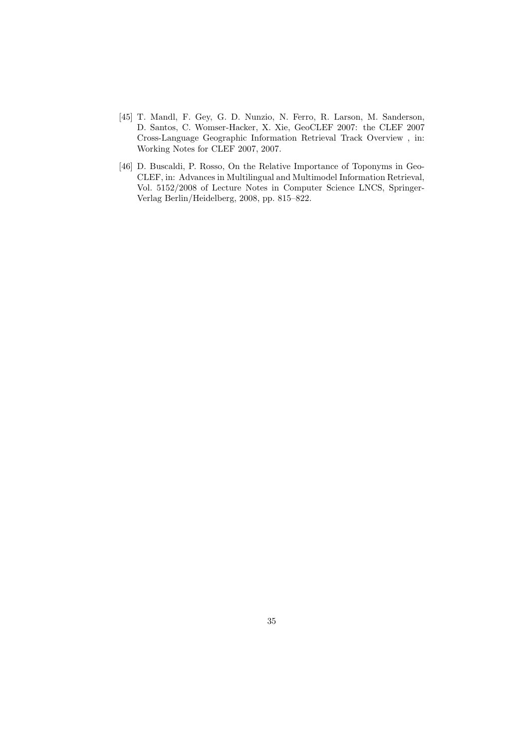[45] T. Mandl, F. Gey, G. D. Nunzio, N. Ferro, R. Larson, M. Sanderson, D. Santos, C. Womser-Hacker, X. Xie, GeoCLEF 2007: the CLEF 2007 Cross-Language Geographic Information Retrieval Track Overview , in: Working Notes for CLEF 2007, 2007.

[46] D. Buscaldi, P. Rosso, On the Relative Importance of Toponyms in GeoCLEF, in: Advances in Multilingual and Multimodel Information Retrieval, Vol. 5152/2008 of Lecture Notes in Computer Science LNCS, Springer-Verlag Berlin/Heidelberg, 2008, pp. 815–822.